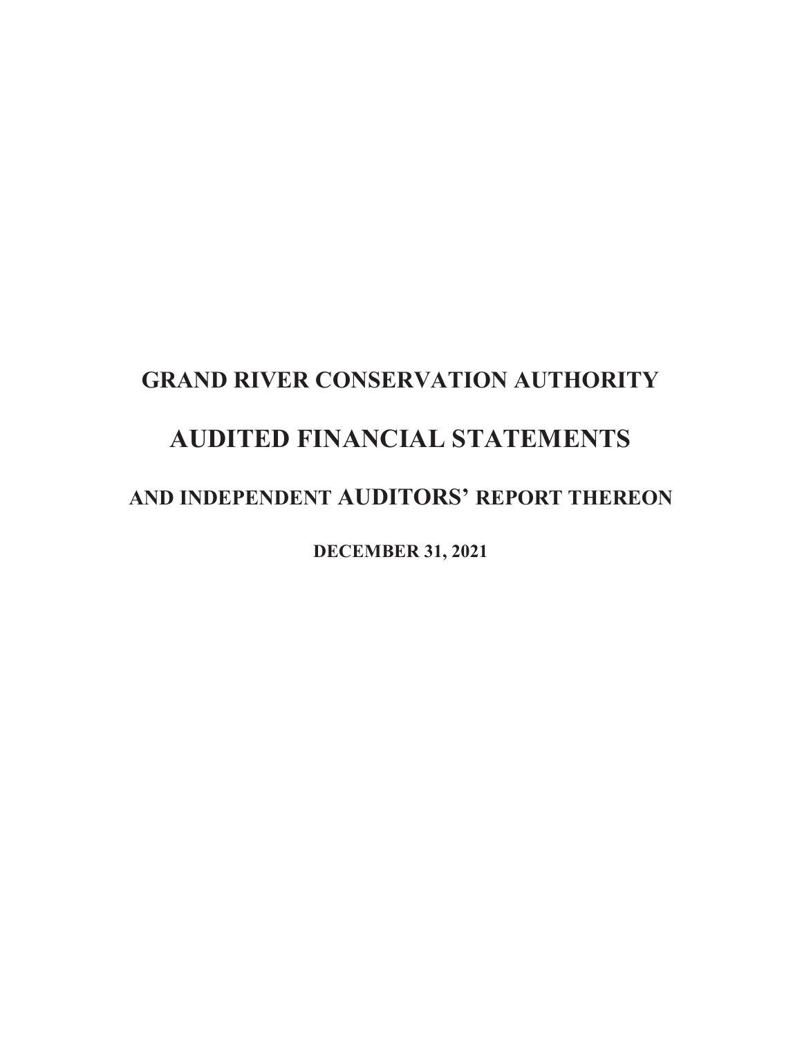# GRAND RIVER CONSERVATION AUTHORITY

# AUDITED FINANCIAL STATEMENTS

## AND INDEPENDENT AUDITORS' REPORT THEREON

**DECEMBER 31, 2021**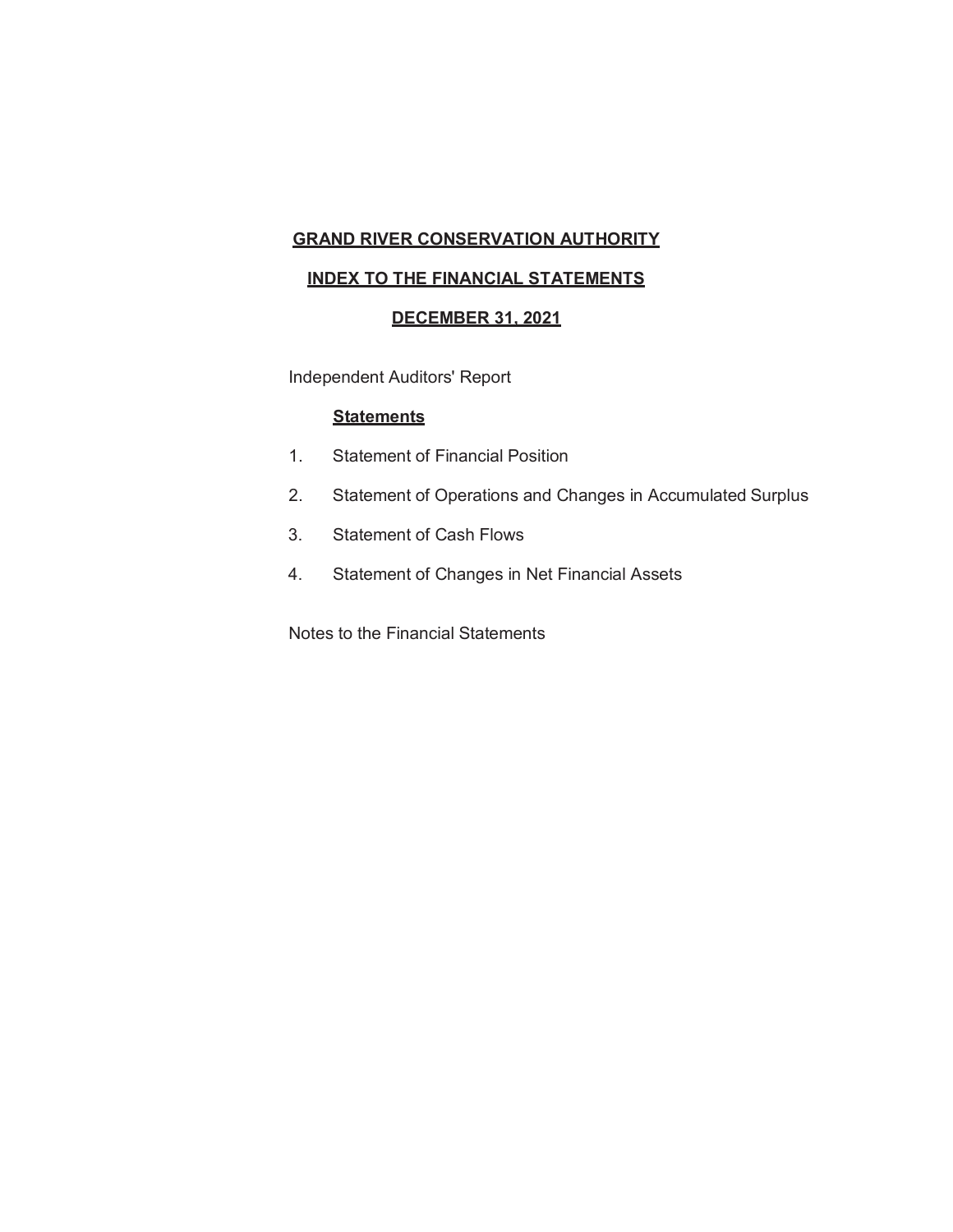# GRAND RIVER CONSERVATION AUTHORITY

## INDEX TO THE FINANCIAL STATEMENTS

## DECEMBER 31, 2021

Independent Auditors' Report

**Statements**

1. Statement of Financial Position
2. Statement of Operations and Changes in Accumulated Surplus
3. Statement of Cash Flows
4. Statement of Changes in Net Financial Assets

Notes to the Financial Statements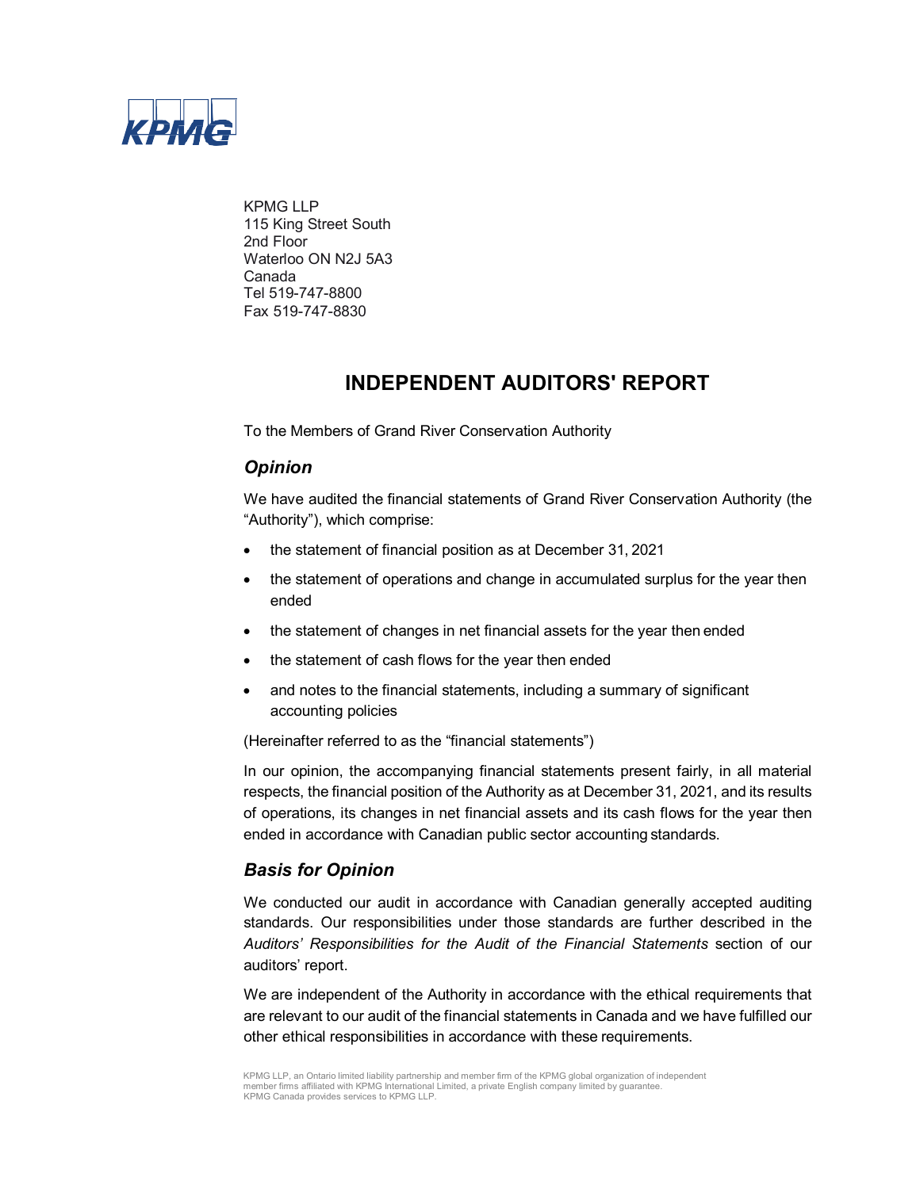KPMG LLP
115 King Street South
2nd Floor
Waterloo ON N2J 5A3
Canada
Tel 519-747-8800
Fax 519-747-8830

# INDEPENDENT AUDITORS' REPORT

To the Members of Grand River Conservation Authority

## *Opinion*

We have audited the financial statements of Grand River Conservation Authority (the "Authority"), which comprise:

- the statement of financial position as at December 31, 2021
- the statement of operations and change in accumulated surplus for the year then ended
- the statement of changes in net financial assets for the year then ended
- the statement of cash flows for the year then ended
- and notes to the financial statements, including a summary of significant accounting policies

(Hereinafter referred to as the "financial statements")

In our opinion, the accompanying financial statements present fairly, in all material respects, the financial position of the Authority as at December 31, 2021, and its results of operations, its changes in net financial assets and its cash flows for the year then ended in accordance with Canadian public sector accounting standards.

## *Basis for Opinion*

We conducted our audit in accordance with Canadian generally accepted auditing standards. Our responsibilities under those standards are further described in the *Auditors' Responsibilities for the Audit of the Financial Statements* section of our auditors' report.

We are independent of the Authority in accordance with the ethical requirements that are relevant to our audit of the financial statements in Canada and we have fulfilled our other ethical responsibilities in accordance with these requirements.

KPMG LLP, an Ontario limited liability partnership and member firm of the KPMG global organization of independent member firms affiliated with KPMG International Limited, a private English company limited by guarantee. KPMG Canada provides services to KPMG LLP.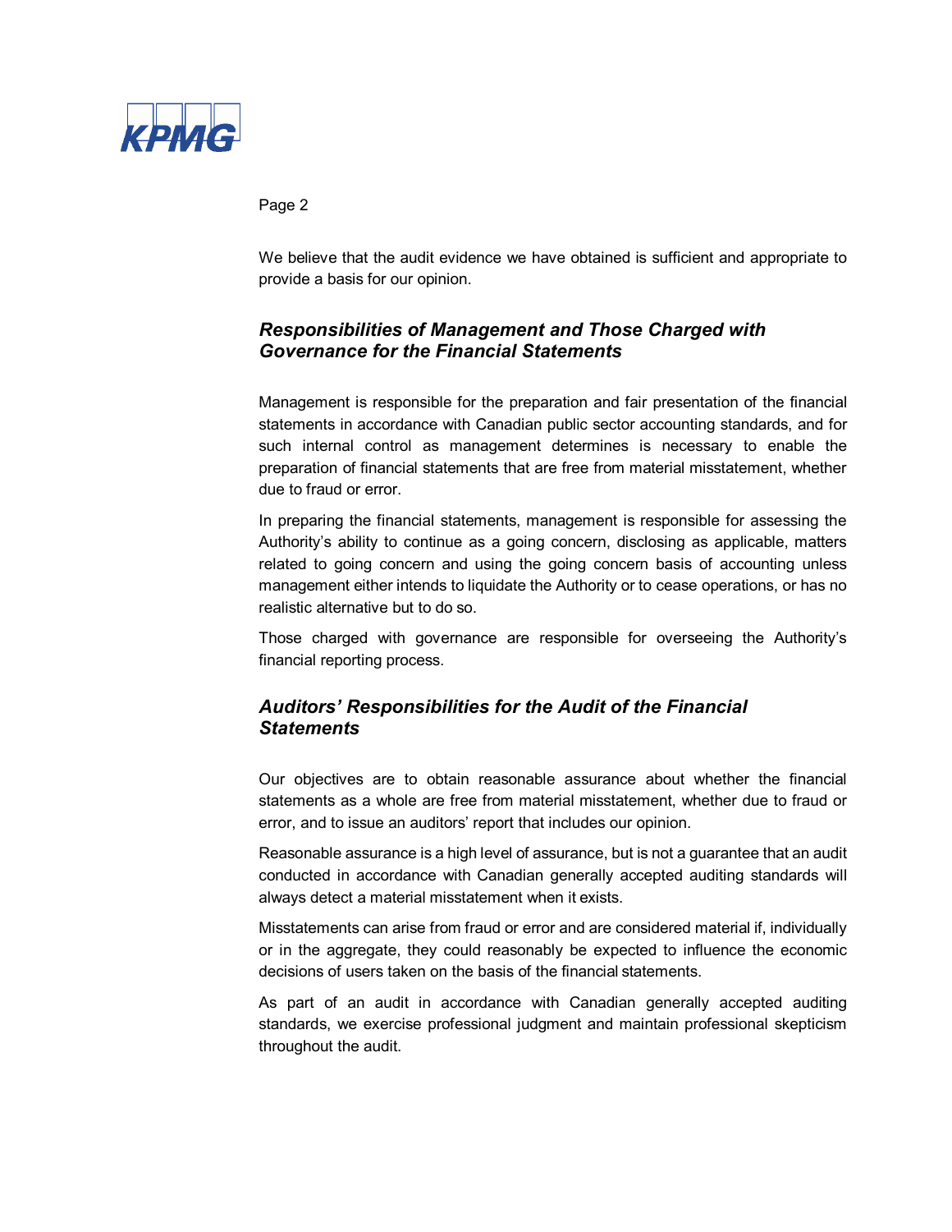We believe that the audit evidence we have obtained is sufficient and appropriate to provide a basis for our opinion.

## *Responsibilities of Management and Those Charged with Governance for the Financial Statements*

Management is responsible for the preparation and fair presentation of the financial statements in accordance with Canadian public sector accounting standards, and for such internal control as management determines is necessary to enable the preparation of financial statements that are free from material misstatement, whether due to fraud or error.

In preparing the financial statements, management is responsible for assessing the Authority's ability to continue as a going concern, disclosing as applicable, matters related to going concern and using the going concern basis of accounting unless management either intends to liquidate the Authority or to cease operations, or has no realistic alternative but to do so.

Those charged with governance are responsible for overseeing the Authority's financial reporting process.

## *Auditors' Responsibilities for the Audit of the Financial Statements*

Our objectives are to obtain reasonable assurance about whether the financial statements as a whole are free from material misstatement, whether due to fraud or error, and to issue an auditors' report that includes our opinion.

Reasonable assurance is a high level of assurance, but is not a guarantee that an audit conducted in accordance with Canadian generally accepted auditing standards will always detect a material misstatement when it exists.

Misstatements can arise from fraud or error and are considered material if, individually or in the aggregate, they could reasonably be expected to influence the economic decisions of users taken on the basis of the financial statements.

As part of an audit in accordance with Canadian generally accepted auditing standards, we exercise professional judgment and maintain professional skepticism throughout the audit.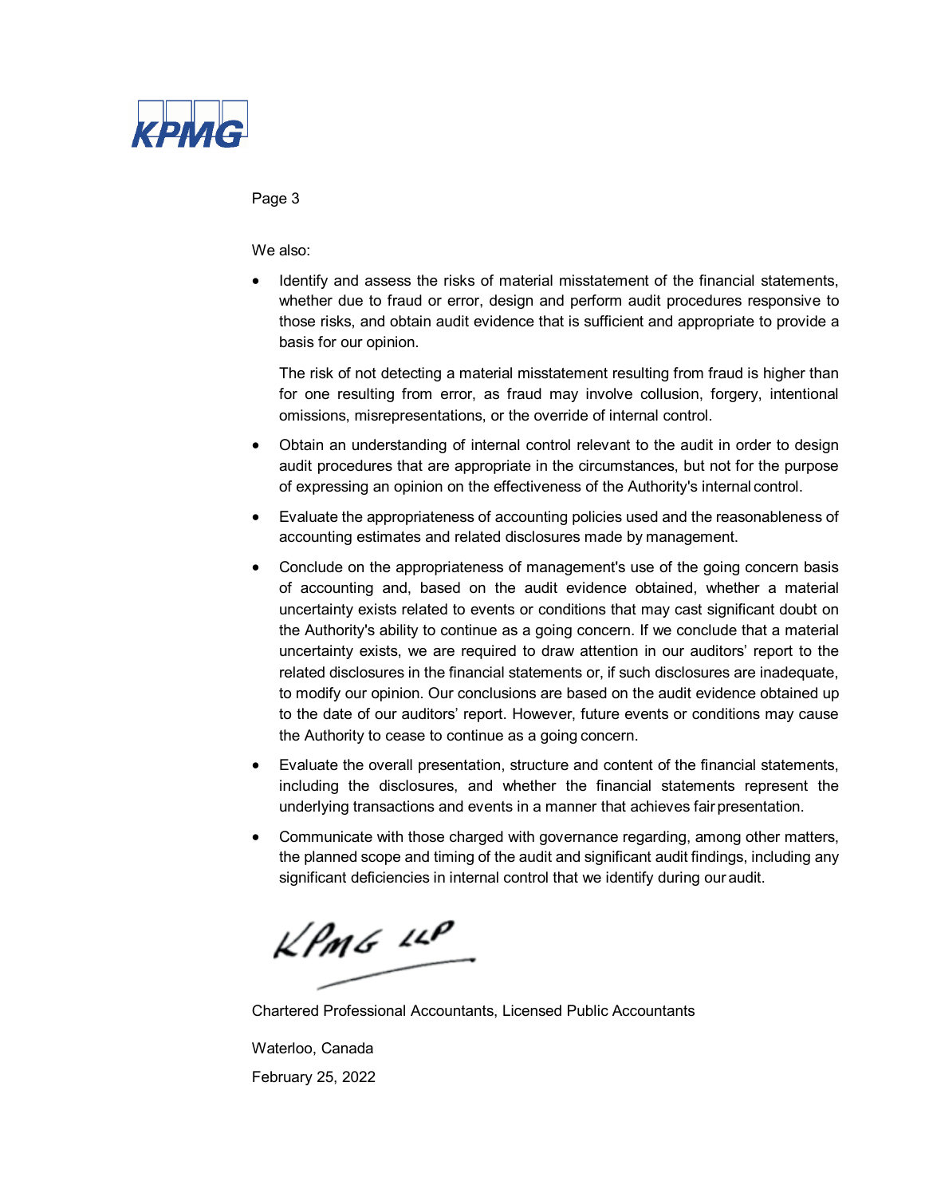We also:

- Identify and assess the risks of material misstatement of the financial statements, whether due to fraud or error, design and perform audit procedures responsive to those risks, and obtain audit evidence that is sufficient and appropriate to provide a basis for our opinion.

  The risk of not detecting a material misstatement resulting from fraud is higher than for one resulting from error, as fraud may involve collusion, forgery, intentional omissions, misrepresentations, or the override of internal control.

- Obtain an understanding of internal control relevant to the audit in order to design audit procedures that are appropriate in the circumstances, but not for the purpose of expressing an opinion on the effectiveness of the Authority's internal control.

- Evaluate the appropriateness of accounting policies used and the reasonableness of accounting estimates and related disclosures made by management.

- Conclude on the appropriateness of management's use of the going concern basis of accounting and, based on the audit evidence obtained, whether a material uncertainty exists related to events or conditions that may cast significant doubt on the Authority's ability to continue as a going concern. If we conclude that a material uncertainty exists, we are required to draw attention in our auditors' report to the related disclosures in the financial statements or, if such disclosures are inadequate, to modify our opinion. Our conclusions are based on the audit evidence obtained up to the date of our auditors' report. However, future events or conditions may cause the Authority to cease to continue as a going concern.

- Evaluate the overall presentation, structure and content of the financial statements, including the disclosures, and whether the financial statements represent the underlying transactions and events in a manner that achieves fair presentation.

- Communicate with those charged with governance regarding, among other matters, the planned scope and timing of the audit and significant audit findings, including any significant deficiencies in internal control that we identify during our audit.

KPMG LLP

Chartered Professional Accountants, Licensed Public Accountants

Waterloo, Canada

February 25, 2022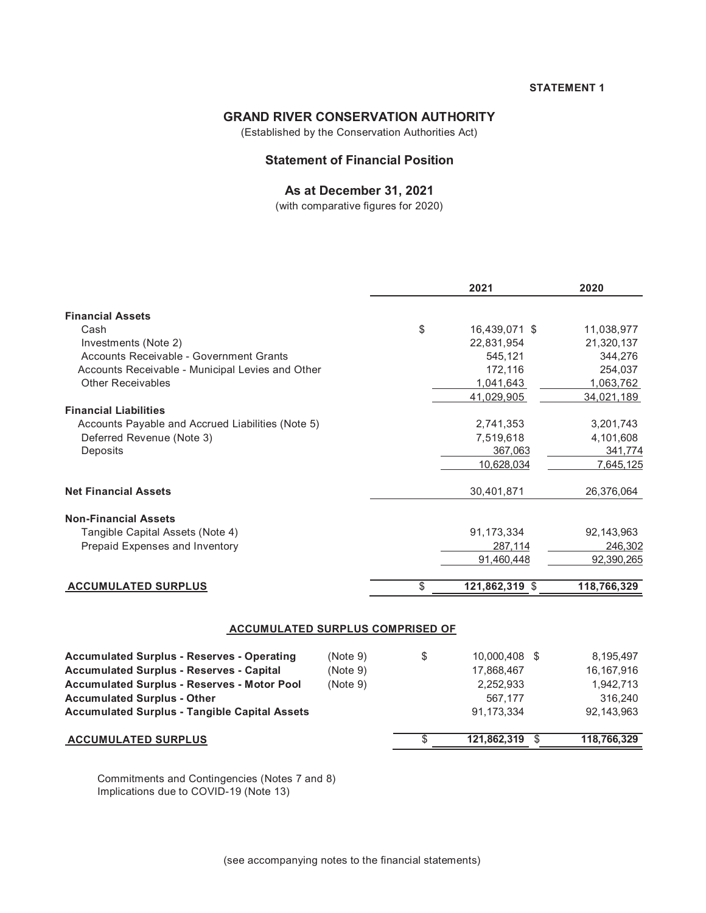STATEMENT 1

# GRAND RIVER CONSERVATION AUTHORITY

(Established by the Conservation Authorities Act)

## Statement of Financial Position

### As at December 31, 2021

(with comparative figures for 2020)

| | 2021 | 2020 |
|---|---|---|
| **Financial Assets** | | |
| Cash | $ 16,439,071 | $ 11,038,977 |
| Investments (Note 2) | 22,831,954 | 21,320,137 |
| Accounts Receivable - Government Grants | 545,121 | 344,276 |
| Accounts Receivable - Municipal Levies and Other | 172,116 | 254,037 |
| Other Receivables | 1,041,643 | 1,063,762 |
| | 41,029,905 | 34,021,189 |
| **Financial Liabilities** | | |
| Accounts Payable and Accrued Liabilities (Note 5) | 2,741,353 | 3,201,743 |
| Deferred Revenue (Note 3) | 7,519,618 | 4,101,608 |
| Deposits | 367,063 | 341,774 |
| | 10,628,034 | 7,645,125 |
| **Net Financial Assets** | 30,401,871 | 26,376,064 |
| **Non-Financial Assets** | | |
| Tangible Capital Assets (Note 4) | 91,173,334 | 92,143,963 |
| Prepaid Expenses and Inventory | 287,114 | 246,302 |
| | 91,460,448 | 92,390,265 |
| **ACCUMULATED SURPLUS** | **$ 121,862,319** | **$ 118,766,329** |

**ACCUMULATED SURPLUS COMPRISED OF**

| | | 2021 | 2020 |
|---|---|---|---|
| **Accumulated Surplus - Reserves - Operating** | (Note 9) | $ 10,000,408 | $ 8,195,497 |
| **Accumulated Surplus - Reserves - Capital** | (Note 9) | 17,868,467 | 16,167,916 |
| **Accumulated Surplus - Reserves - Motor Pool** | (Note 9) | 2,252,933 | 1,942,713 |
| **Accumulated Surplus - Other** | | 567,177 | 316,240 |
| **Accumulated Surplus - Tangible Capital Assets** | | 91,173,334 | 92,143,963 |
| **ACCUMULATED SURPLUS** | | **$ 121,862,319** | **$ 118,766,329** |

Commitments and Contingencies (Notes 7 and 8)
Implications due to COVID-19 (Note 13)

(see accompanying notes to the financial statements)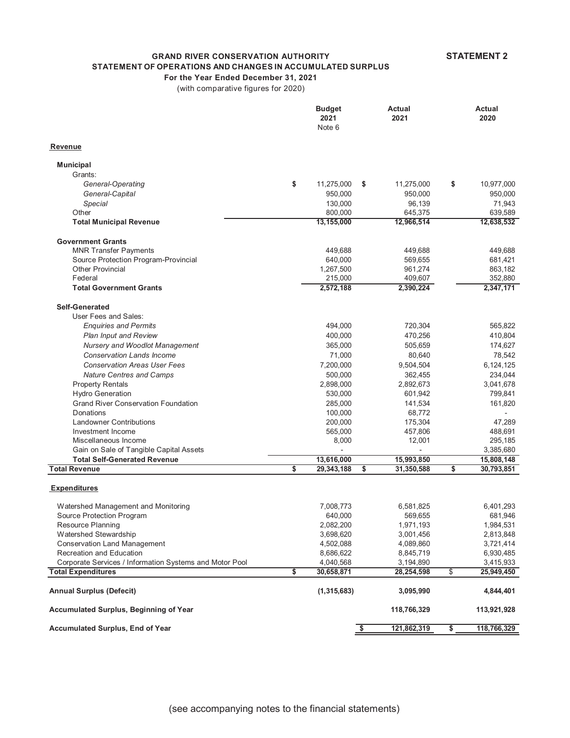**GRAND RIVER CONSERVATION AUTHORITY** **STATEMENT 2**

**STATEMENT OF OPERATIONS AND CHANGES IN ACCUMULATED SURPLUS**

**For the Year Ended December 31, 2021**

(with comparative figures for 2020)

| | Budget 2021 Note 6 | Actual 2021 | Actual 2020 |
|---|---|---|---|
| **Revenue** | | | |
| **Municipal** | | | |
| Grants: | | | |
| *General-Operating* | $ 11,275,000 | $ 11,275,000 | $ 10,977,000 |
| *General-Capital* | 950,000 | 950,000 | 950,000 |
| *Special* | 130,000 | 96,139 | 71,943 |
| Other | 800,000 | 645,375 | 639,589 |
| **Total Municipal Revenue** | **13,155,000** | **12,966,514** | **12,638,532** |
| **Government Grants** | | | |
| MNR Transfer Payments | 449,688 | 449,688 | 449,688 |
| Source Protection Program-Provincial | 640,000 | 569,655 | 681,421 |
| Other Provincial | 1,267,500 | 961,274 | 863,182 |
| Federal | 215,000 | 409,607 | 352,880 |
| **Total Government Grants** | **2,572,188** | **2,390,224** | **2,347,171** |
| **Self-Generated** | | | |
| User Fees and Sales: | | | |
| *Enquiries and Permits* | 494,000 | 720,304 | 565,822 |
| *Plan Input and Review* | 400,000 | 470,256 | 410,804 |
| *Nursery and Woodlot Management* | 365,000 | 505,659 | 174,627 |
| *Conservation Lands Income* | 71,000 | 80,640 | 78,542 |
| *Conservation Areas User Fees* | 7,200,000 | 9,504,504 | 6,124,125 |
| *Nature Centres and Camps* | 500,000 | 362,455 | 234,044 |
| Property Rentals | 2,898,000 | 2,892,673 | 3,041,678 |
| Hydro Generation | 530,000 | 601,942 | 799,841 |
| Grand River Conservation Foundation | 285,000 | 141,534 | 161,820 |
| Donations | 100,000 | 68,772 | - |
| Landowner Contributions | 200,000 | 175,304 | 47,289 |
| Investment Income | 565,000 | 457,806 | 488,691 |
| Miscellaneous Income | 8,000 | 12,001 | 295,185 |
| Gain on Sale of Tangible Capital Assets | - | - | 3,385,680 |
| **Total Self-Generated Revenue** | **13,616,000** | **15,993,850** | **15,808,148** |
| **Total Revenue** | **$ 29,343,188** | **$ 31,350,588** | **$ 30,793,851** |
| **Expenditures** | | | |
| Watershed Management and Monitoring | 7,008,773 | 6,581,825 | 6,401,293 |
| Source Protection Program | 640,000 | 569,655 | 681,946 |
| Resource Planning | 2,082,200 | 1,971,193 | 1,984,531 |
| Watershed Stewardship | 3,698,620 | 3,001,456 | 2,813,848 |
| Conservation Land Management | 4,502,088 | 4,089,860 | 3,721,414 |
| Recreation and Education | 8,686,622 | 8,845,719 | 6,930,485 |
| Corporate Services / Information Systems and Motor Pool | 4,040,568 | 3,194,890 | 3,415,933 |
| **Total Expenditures** | **$ 30,658,871** | **28,254,598** | **$ 25,949,450** |
| **Annual Surplus (Defecit)** | **(1,315,683)** | **3,095,990** | **4,844,401** |
| **Accumulated Surplus, Beginning of Year** | | **118,766,329** | **113,921,928** |
| **Accumulated Surplus, End of Year** | | **$ 121,862,319** | **$ 118,766,329** |

(see accompanying notes to the financial statements)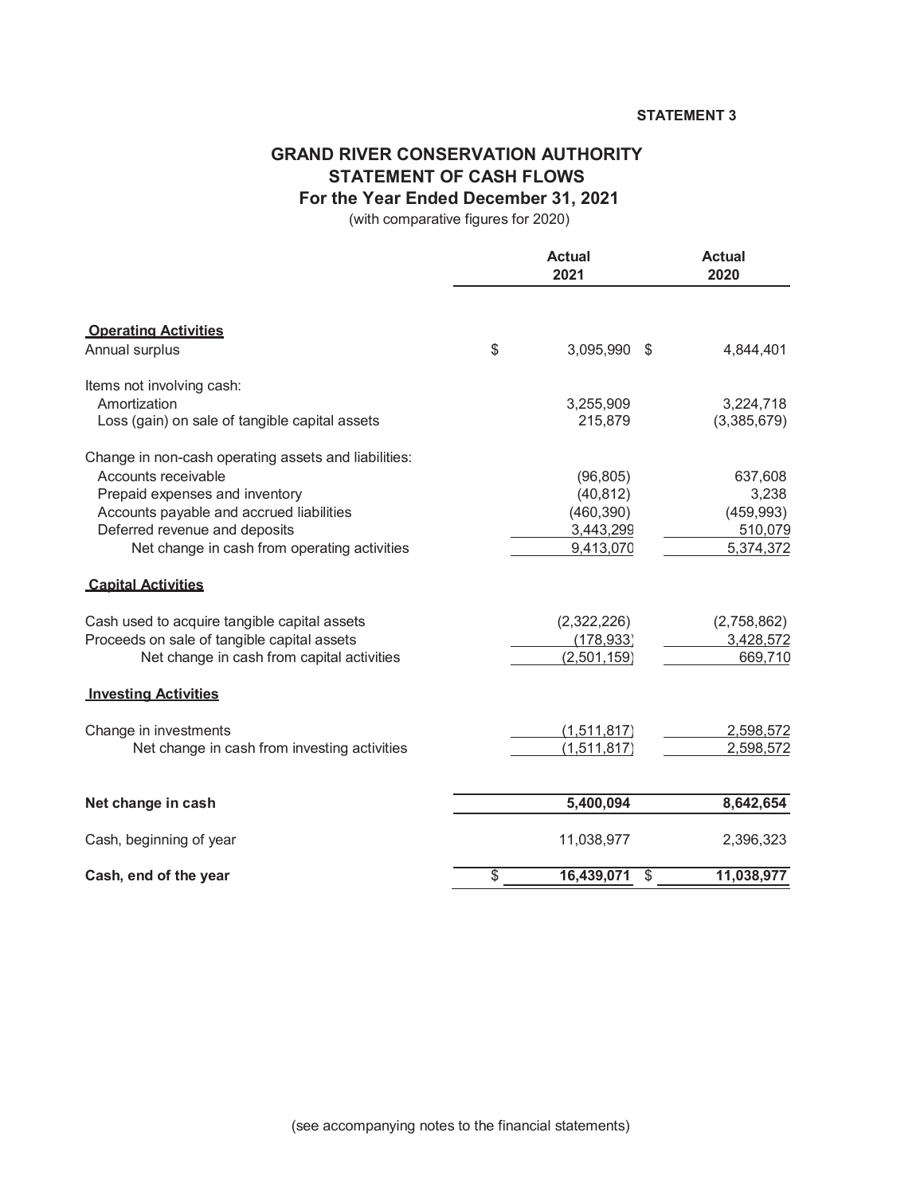STATEMENT 3

# GRAND RIVER CONSERVATION AUTHORITY
## STATEMENT OF CASH FLOWS
### For the Year Ended December 31, 2021
(with comparative figures for 2020)

| | Actual 2021 | Actual 2020 |
|---|---|---|
| **Operating Activities** | | |
| Annual surplus | $ 3,095,990 | $ 4,844,401 |
| | | |
| Items not involving cash: | | |
| Amortization | 3,255,909 | 3,224,718 |
| Loss (gain) on sale of tangible capital assets | 215,879 | (3,385,679) |
| | | |
| Change in non-cash operating assets and liabilities: | | |
| Accounts receivable | (96,805) | 637,608 |
| Prepaid expenses and inventory | (40,812) | 3,238 |
| Accounts payable and accrued liabilities | (460,390) | (459,993) |
| Deferred revenue and deposits | 3,443,299 | 510,079 |
| Net change in cash from operating activities | 9,413,070 | 5,374,372 |
| | | |
| **Capital Activities** | | |
| Cash used to acquire tangible capital assets | (2,322,226) | (2,758,862) |
| Proceeds on sale of tangible capital assets | (178,933) | 3,428,572 |
| Net change in cash from capital activities | (2,501,159) | 669,710 |
| | | |
| **Investing Activities** | | |
| Change in investments | (1,511,817) | 2,598,572 |
| Net change in cash from investing activities | (1,511,817) | 2,598,572 |
| | | |
| **Net change in cash** | **5,400,094** | **8,642,654** |
| Cash, beginning of year | 11,038,977 | 2,396,323 |
| **Cash, end of the year** | **$ 16,439,071** | **$ 11,038,977** |

(see accompanying notes to the financial statements)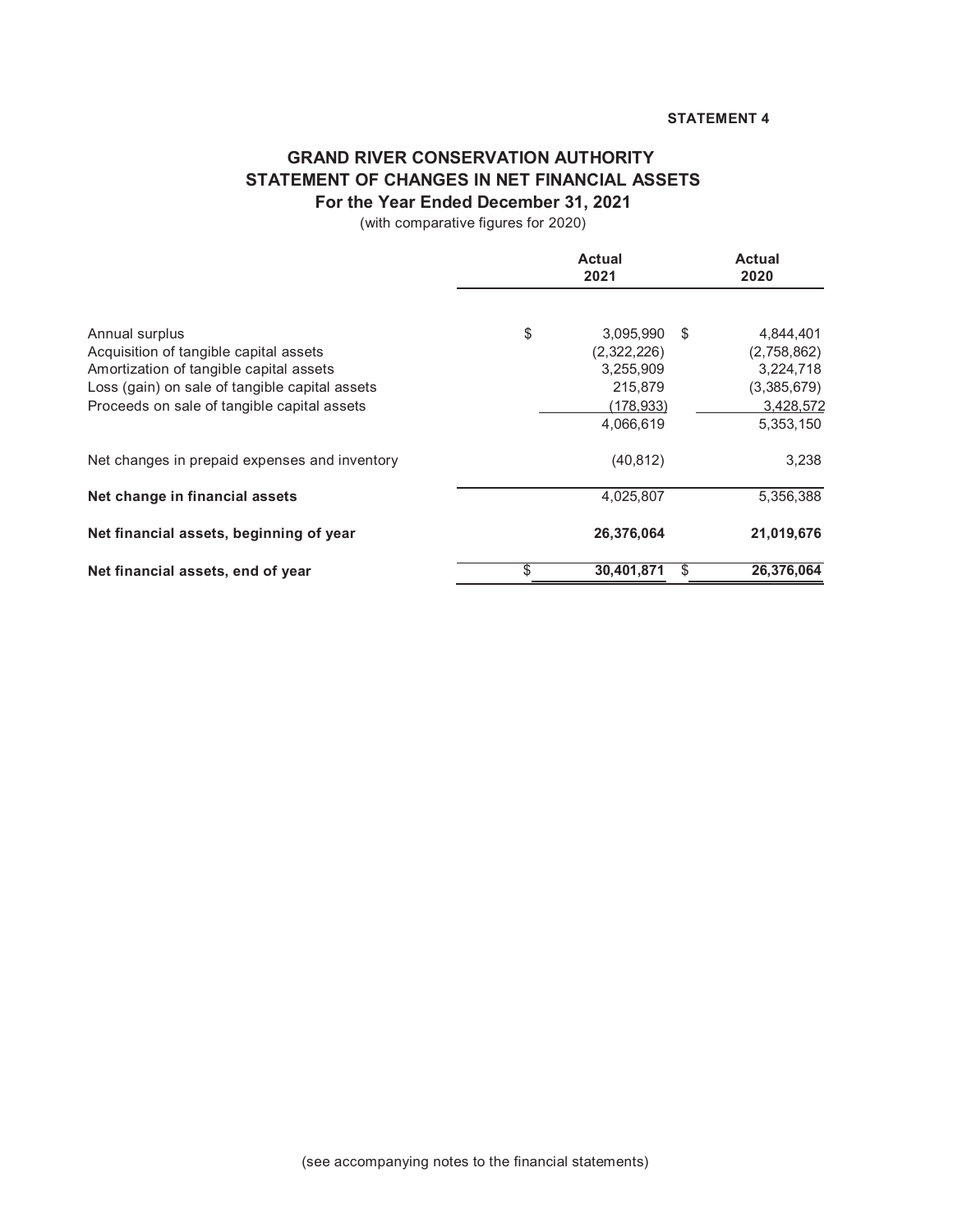STATEMENT 4

# GRAND RIVER CONSERVATION AUTHORITY
## STATEMENT OF CHANGES IN NET FINANCIAL ASSETS
### For the Year Ended December 31, 2021

(with comparative figures for 2020)

| | Actual 2021 | Actual 2020 |
|---|---|---|
| Annual surplus | $ 3,095,990 | $ 4,844,401 |
| Acquisition of tangible capital assets | (2,322,226) | (2,758,862) |
| Amortization of tangible capital assets | 3,255,909 | 3,224,718 |
| Loss (gain) on sale of tangible capital assets | 215,879 | (3,385,679) |
| Proceeds on sale of tangible capital assets | (178,933) | 3,428,572 |
| | 4,066,619 | 5,353,150 |
| Net changes in prepaid expenses and inventory | (40,812) | 3,238 |
| **Net change in financial assets** | 4,025,807 | 5,356,388 |
| **Net financial assets, beginning of year** | **26,376,064** | **21,019,676** |
| **Net financial assets, end of year** | **$ 30,401,871** | **$ 26,376,064** |

(see accompanying notes to the financial statements)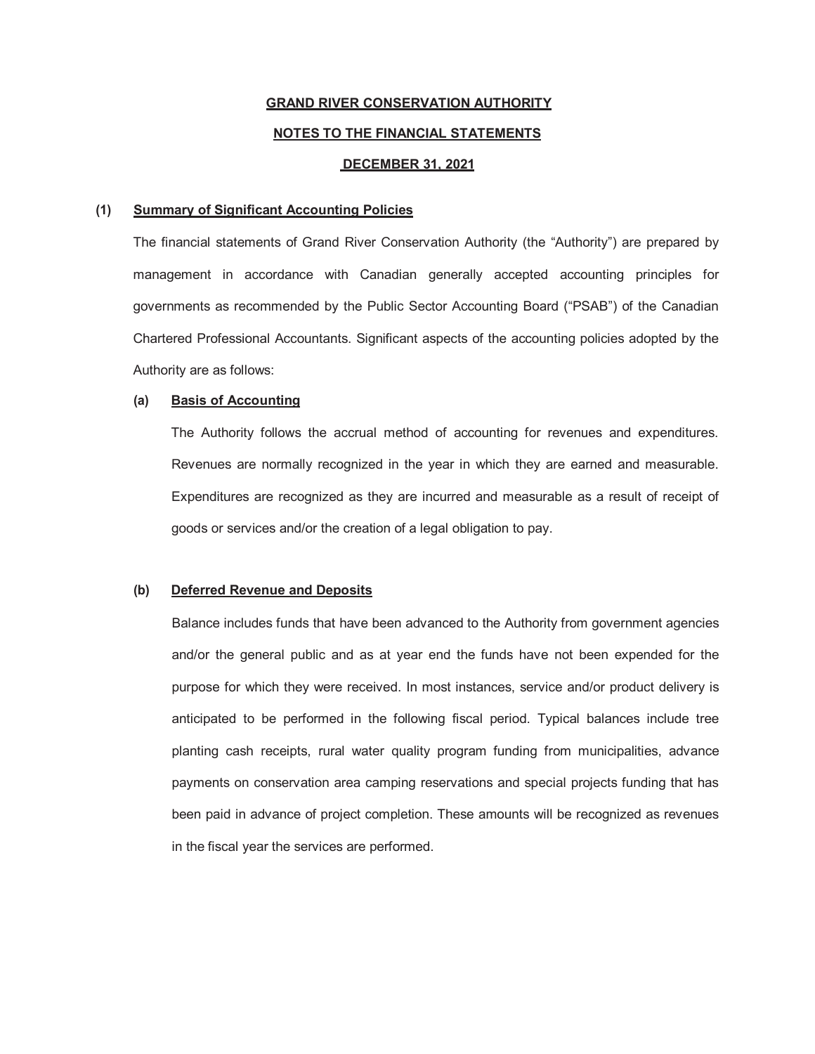**GRAND RIVER CONSERVATION AUTHORITY**

**NOTES TO THE FINANCIAL STATEMENTS**

**DECEMBER 31, 2021**

## (1) Summary of Significant Accounting Policies

The financial statements of Grand River Conservation Authority (the "Authority") are prepared by management in accordance with Canadian generally accepted accounting principles for governments as recommended by the Public Sector Accounting Board ("PSAB") of the Canadian Chartered Professional Accountants. Significant aspects of the accounting policies adopted by the Authority are as follows:

### (a) Basis of Accounting

The Authority follows the accrual method of accounting for revenues and expenditures. Revenues are normally recognized in the year in which they are earned and measurable. Expenditures are recognized as they are incurred and measurable as a result of receipt of goods or services and/or the creation of a legal obligation to pay.

### (b) Deferred Revenue and Deposits

Balance includes funds that have been advanced to the Authority from government agencies and/or the general public and as at year end the funds have not been expended for the purpose for which they were received. In most instances, service and/or product delivery is anticipated to be performed in the following fiscal period. Typical balances include tree planting cash receipts, rural water quality program funding from municipalities, advance payments on conservation area camping reservations and special projects funding that has been paid in advance of project completion. These amounts will be recognized as revenues in the fiscal year the services are performed.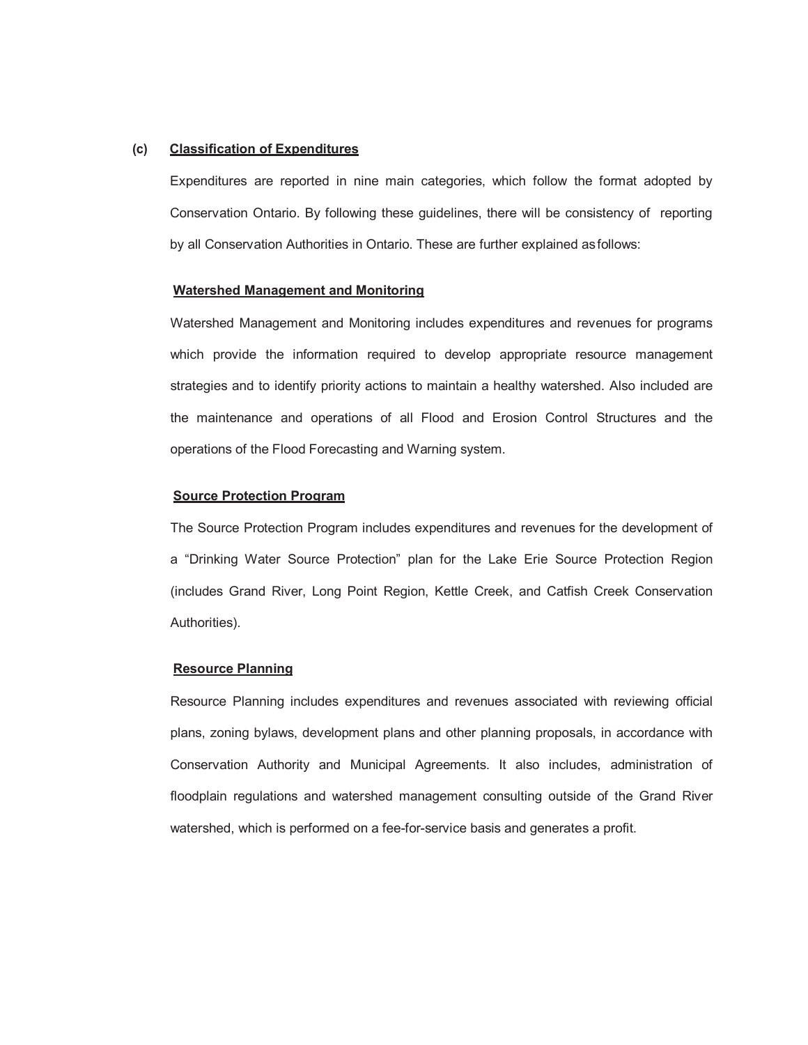**(c) Classification of Expenditures**

Expenditures are reported in nine main categories, which follow the format adopted by Conservation Ontario. By following these guidelines, there will be consistency of reporting by all Conservation Authorities in Ontario. These are further explained as follows:

**Watershed Management and Monitoring**

Watershed Management and Monitoring includes expenditures and revenues for programs which provide the information required to develop appropriate resource management strategies and to identify priority actions to maintain a healthy watershed. Also included are the maintenance and operations of all Flood and Erosion Control Structures and the operations of the Flood Forecasting and Warning system.

**Source Protection Program**

The Source Protection Program includes expenditures and revenues for the development of a "Drinking Water Source Protection" plan for the Lake Erie Source Protection Region (includes Grand River, Long Point Region, Kettle Creek, and Catfish Creek Conservation Authorities).

**Resource Planning**

Resource Planning includes expenditures and revenues associated with reviewing official plans, zoning bylaws, development plans and other planning proposals, in accordance with Conservation Authority and Municipal Agreements. It also includes, administration of floodplain regulations and watershed management consulting outside of the Grand River watershed, which is performed on a fee-for-service basis and generates a profit.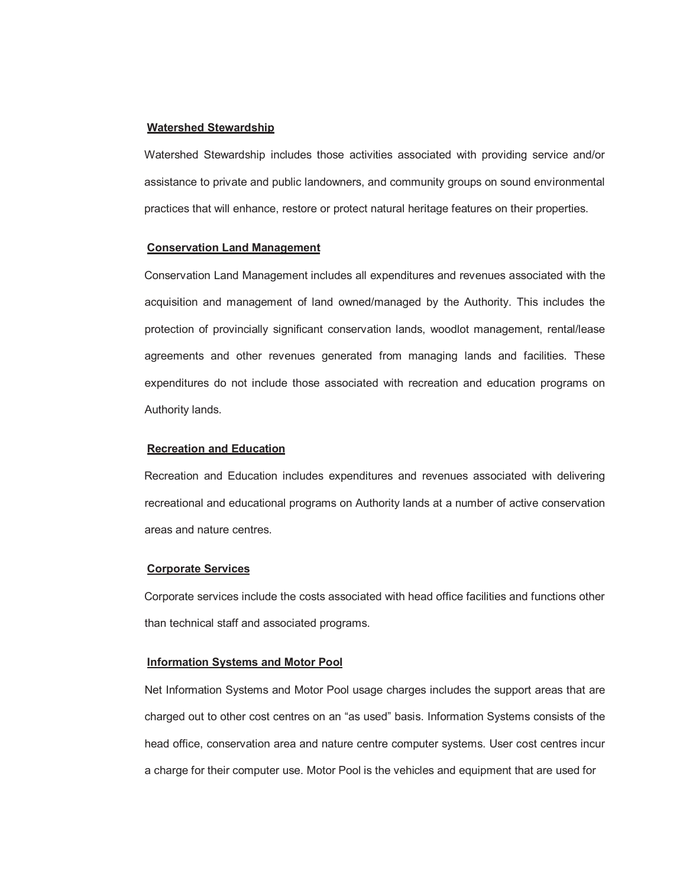**Watershed Stewardship**

Watershed Stewardship includes those activities associated with providing service and/or assistance to private and public landowners, and community groups on sound environmental practices that will enhance, restore or protect natural heritage features on their properties.

**Conservation Land Management**

Conservation Land Management includes all expenditures and revenues associated with the acquisition and management of land owned/managed by the Authority. This includes the protection of provincially significant conservation lands, woodlot management, rental/lease agreements and other revenues generated from managing lands and facilities. These expenditures do not include those associated with recreation and education programs on Authority lands.

**Recreation and Education**

Recreation and Education includes expenditures and revenues associated with delivering recreational and educational programs on Authority lands at a number of active conservation areas and nature centres.

**Corporate Services**

Corporate services include the costs associated with head office facilities and functions other than technical staff and associated programs.

**Information Systems and Motor Pool**

Net Information Systems and Motor Pool usage charges includes the support areas that are charged out to other cost centres on an "as used" basis. Information Systems consists of the head office, conservation area and nature centre computer systems. User cost centres incur a charge for their computer use. Motor Pool is the vehicles and equipment that are used for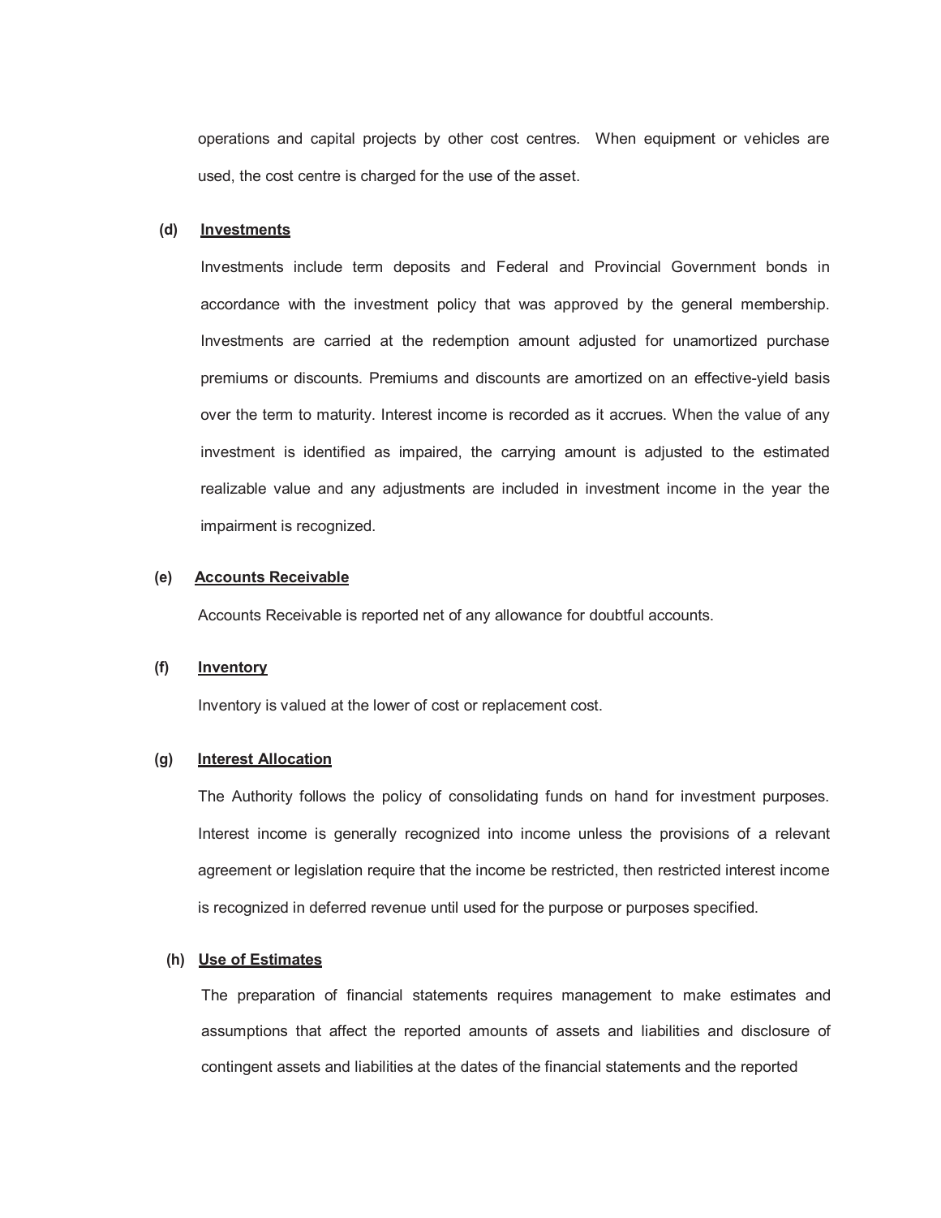operations and capital projects by other cost centres. When equipment or vehicles are used, the cost centre is charged for the use of the asset.

**(d) Investments**

Investments include term deposits and Federal and Provincial Government bonds in accordance with the investment policy that was approved by the general membership. Investments are carried at the redemption amount adjusted for unamortized purchase premiums or discounts. Premiums and discounts are amortized on an effective-yield basis over the term to maturity. Interest income is recorded as it accrues. When the value of any investment is identified as impaired, the carrying amount is adjusted to the estimated realizable value and any adjustments are included in investment income in the year the impairment is recognized.

**(e) Accounts Receivable**

Accounts Receivable is reported net of any allowance for doubtful accounts.

**(f) Inventory**

Inventory is valued at the lower of cost or replacement cost.

**(g) Interest Allocation**

The Authority follows the policy of consolidating funds on hand for investment purposes. Interest income is generally recognized into income unless the provisions of a relevant agreement or legislation require that the income be restricted, then restricted interest income is recognized in deferred revenue until used for the purpose or purposes specified.

**(h) Use of Estimates**

The preparation of financial statements requires management to make estimates and assumptions that affect the reported amounts of assets and liabilities and disclosure of contingent assets and liabilities at the dates of the financial statements and the reported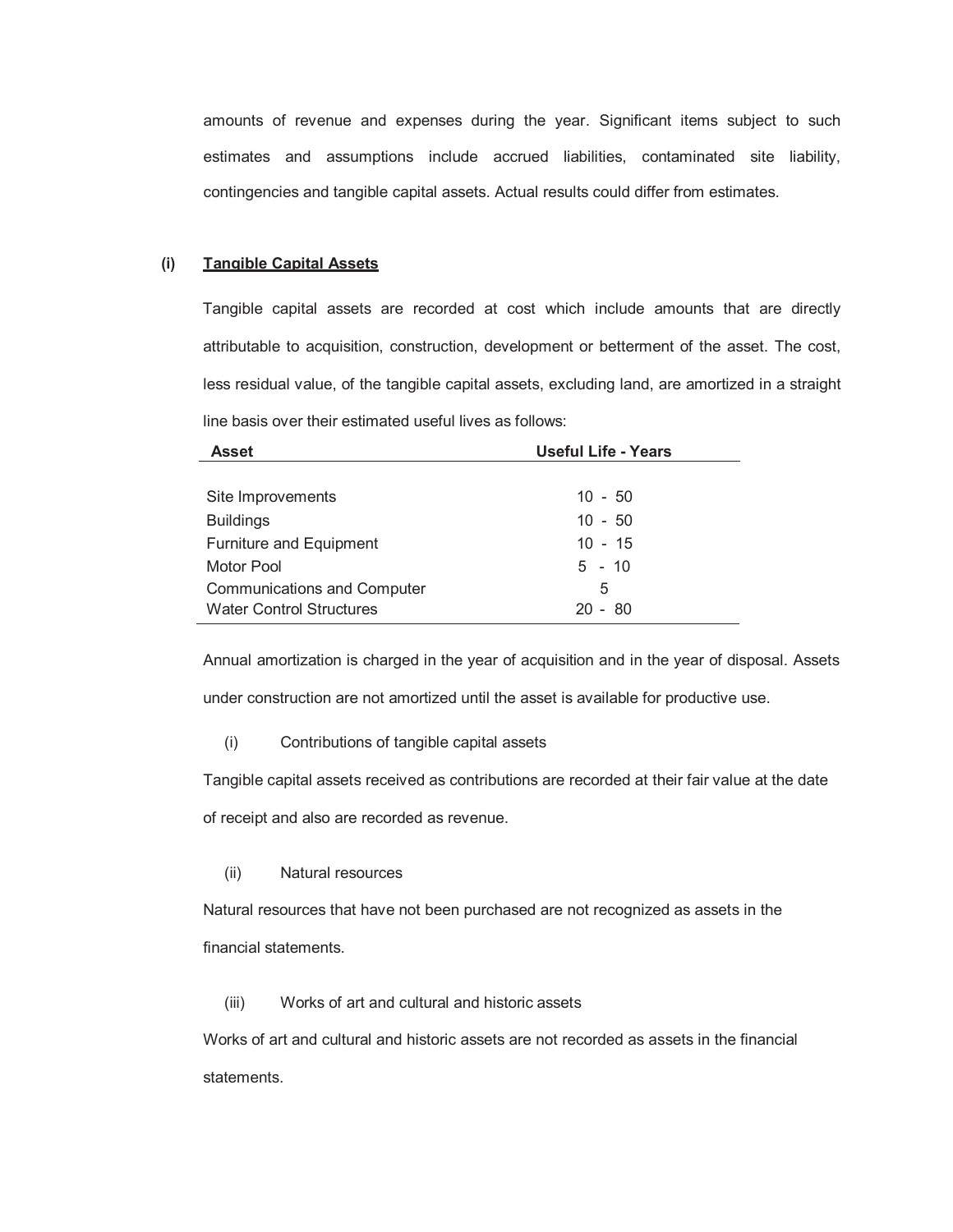amounts of revenue and expenses during the year. Significant items subject to such estimates and assumptions include accrued liabilities, contaminated site liability, contingencies and tangible capital assets. Actual results could differ from estimates.

## (i) Tangible Capital Assets

Tangible capital assets are recorded at cost which include amounts that are directly attributable to acquisition, construction, development or betterment of the asset. The cost, less residual value, of the tangible capital assets, excluding land, are amortized in a straight line basis over their estimated useful lives as follows:

| Asset | Useful Life - Years |
|---|---|
| Site Improvements | 10 - 50 |
| Buildings | 10 - 50 |
| Furniture and Equipment | 10 - 15 |
| Motor Pool | 5 - 10 |
| Communications and Computer | 5 |
| Water Control Structures | 20 - 80 |

Annual amortization is charged in the year of acquisition and in the year of disposal. Assets under construction are not amortized until the asset is available for productive use.

(i) Contributions of tangible capital assets

Tangible capital assets received as contributions are recorded at their fair value at the date of receipt and also are recorded as revenue.

(ii) Natural resources

Natural resources that have not been purchased are not recognized as assets in the financial statements.

(iii) Works of art and cultural and historic assets

Works of art and cultural and historic assets are not recorded as assets in the financial statements.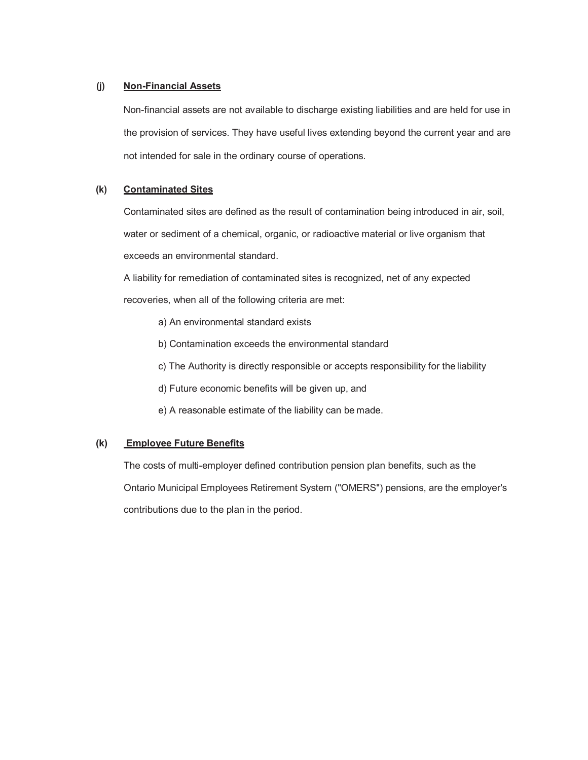**(j) Non-Financial Assets**

Non-financial assets are not available to discharge existing liabilities and are held for use in the provision of services. They have useful lives extending beyond the current year and are not intended for sale in the ordinary course of operations.

**(k) Contaminated Sites**

Contaminated sites are defined as the result of contamination being introduced in air, soil, water or sediment of a chemical, organic, or radioactive material or live organism that exceeds an environmental standard.

A liability for remediation of contaminated sites is recognized, net of any expected recoveries, when all of the following criteria are met:

a) An environmental standard exists

b) Contamination exceeds the environmental standard

c) The Authority is directly responsible or accepts responsibility for the liability

d) Future economic benefits will be given up, and

e) A reasonable estimate of the liability can be made.

**(k) Employee Future Benefits**

The costs of multi-employer defined contribution pension plan benefits, such as the Ontario Municipal Employees Retirement System ("OMERS") pensions, are the employer's contributions due to the plan in the period.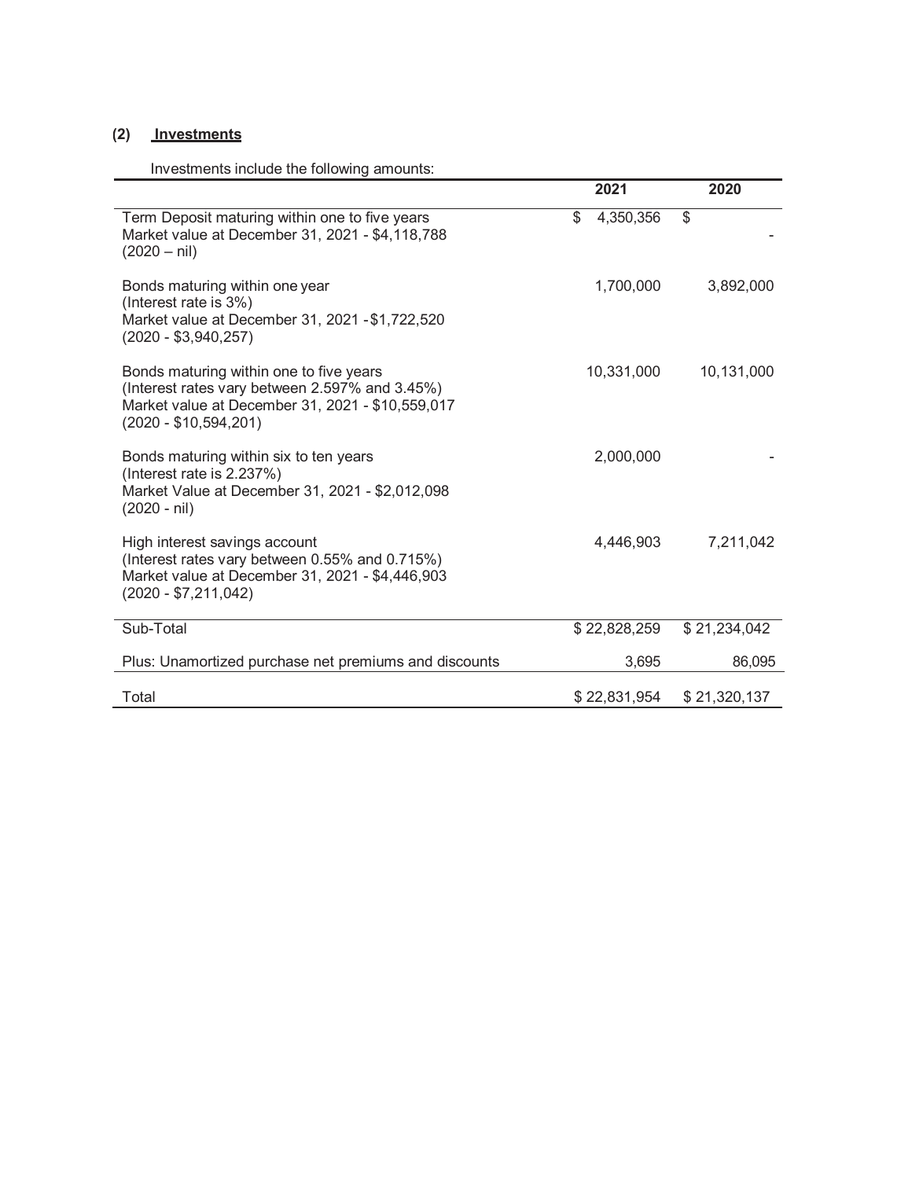## (2) Investments

Investments include the following amounts:

| | 2021 | 2020 |
|---|---|---|
| Term Deposit maturing within one to five years<br>Market value at December 31, 2021 - $4,118,788<br>(2020 – nil) | $ 4,350,356 | $ - |
| Bonds maturing within one year<br>(Interest rate is 3%)<br>Market value at December 31, 2021 - $1,722,520<br>(2020 - $3,940,257) | 1,700,000 | 3,892,000 |
| Bonds maturing within one to five years<br>(Interest rates vary between 2.597% and 3.45%)<br>Market value at December 31, 2021 - $10,559,017<br>(2020 - $10,594,201) | 10,331,000 | 10,131,000 |
| Bonds maturing within six to ten years<br>(Interest rate is 2.237%)<br>Market Value at December 31, 2021 - $2,012,098<br>(2020 - nil) | 2,000,000 | - |
| High interest savings account<br>(Interest rates vary between 0.55% and 0.715%)<br>Market value at December 31, 2021 - $4,446,903<br>(2020 - $7,211,042) | 4,446,903 | 7,211,042 |
| Sub-Total | $ 22,828,259 | $ 21,234,042 |
| Plus: Unamortized purchase net premiums and discounts | 3,695 | 86,095 |
| Total | $ 22,831,954 | $ 21,320,137 |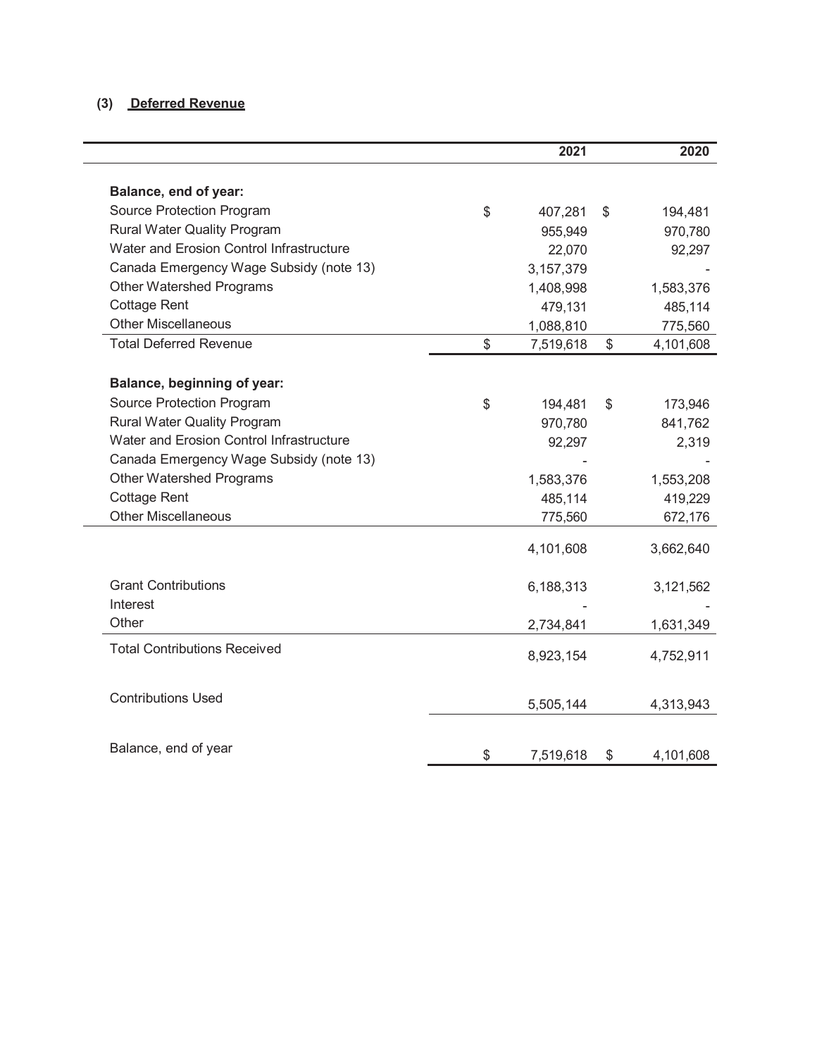### (3) Deferred Revenue

| | 2021 | 2020 |
|---|---|---|
| **Balance, end of year:** | | |
| Source Protection Program | $ 407,281 | $ 194,481 |
| Rural Water Quality Program | 955,949 | 970,780 |
| Water and Erosion Control Infrastructure | 22,070 | 92,297 |
| Canada Emergency Wage Subsidy (note 13) | 3,157,379 | - |
| Other Watershed Programs | 1,408,998 | 1,583,376 |
| Cottage Rent | 479,131 | 485,114 |
| Other Miscellaneous | 1,088,810 | 775,560 |
| Total Deferred Revenue | $ 7,519,618 | $ 4,101,608 |
| **Balance, beginning of year:** | | |
| Source Protection Program | $ 194,481 | $ 173,946 |
| Rural Water Quality Program | 970,780 | 841,762 |
| Water and Erosion Control Infrastructure | 92,297 | 2,319 |
| Canada Emergency Wage Subsidy (note 13) | - | - |
| Other Watershed Programs | 1,583,376 | 1,553,208 |
| Cottage Rent | 485,114 | 419,229 |
| Other Miscellaneous | 775,560 | 672,176 |
| | 4,101,608 | 3,662,640 |
| Grant Contributions | 6,188,313 | 3,121,562 |
| Interest | - | - |
| Other | 2,734,841 | 1,631,349 |
| Total Contributions Received | 8,923,154 | 4,752,911 |
| Contributions Used | 5,505,144 | 4,313,943 |
| Balance, end of year | $ 7,519,618 | $ 4,101,608 |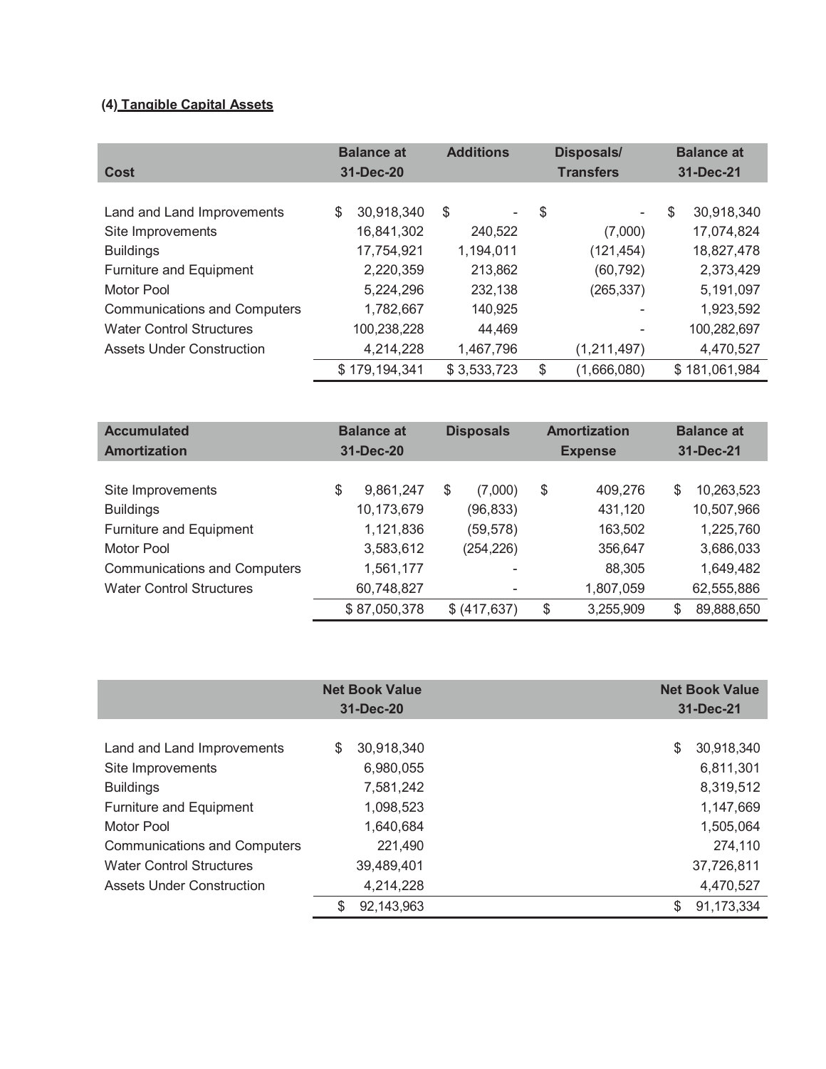### (4) Tangible Capital Assets

| Cost | Balance at 31-Dec-20 | Additions | Disposals/ Transfers | Balance at 31-Dec-21 |
|---|---|---|---|---|
| Land and Land Improvements | $ 30,918,340 | $ - | $ - | $ 30,918,340 |
| Site Improvements | 16,841,302 | 240,522 | (7,000) | 17,074,824 |
| Buildings | 17,754,921 | 1,194,011 | (121,454) | 18,827,478 |
| Furniture and Equipment | 2,220,359 | 213,862 | (60,792) | 2,373,429 |
| Motor Pool | 5,224,296 | 232,138 | (265,337) | 5,191,097 |
| Communications and Computers | 1,782,667 | 140,925 | - | 1,923,592 |
| Water Control Structures | 100,238,228 | 44,469 | - | 100,282,697 |
| Assets Under Construction | 4,214,228 | 1,467,796 | (1,211,497) | 4,470,527 |
| | $ 179,194,341 | $ 3,533,723 | $ (1,666,080) | $ 181,061,984 |

| Accumulated Amortization | Balance at 31-Dec-20 | Disposals | Amortization Expense | Balance at 31-Dec-21 |
|---|---|---|---|---|
| Site Improvements | $ 9,861,247 | $ (7,000) | $ 409,276 | $ 10,263,523 |
| Buildings | 10,173,679 | (96,833) | 431,120 | 10,507,966 |
| Furniture and Equipment | 1,121,836 | (59,578) | 163,502 | 1,225,760 |
| Motor Pool | 3,583,612 | (254,226) | 356,647 | 3,686,033 |
| Communications and Computers | 1,561,177 | - | 88,305 | 1,649,482 |
| Water Control Structures | 60,748,827 | - | 1,807,059 | 62,555,886 |
| | $ 87,050,378 | $ (417,637) | $ 3,255,909 | $ 89,888,650 |

| | Net Book Value 31-Dec-20 | Net Book Value 31-Dec-21 |
|---|---|---|
| Land and Land Improvements | $ 30,918,340 | $ 30,918,340 |
| Site Improvements | 6,980,055 | 6,811,301 |
| Buildings | 7,581,242 | 8,319,512 |
| Furniture and Equipment | 1,098,523 | 1,147,669 |
| Motor Pool | 1,640,684 | 1,505,064 |
| Communications and Computers | 221,490 | 274,110 |
| Water Control Structures | 39,489,401 | 37,726,811 |
| Assets Under Construction | 4,214,228 | 4,470,527 |
| | $ 92,143,963 | $ 91,173,334 |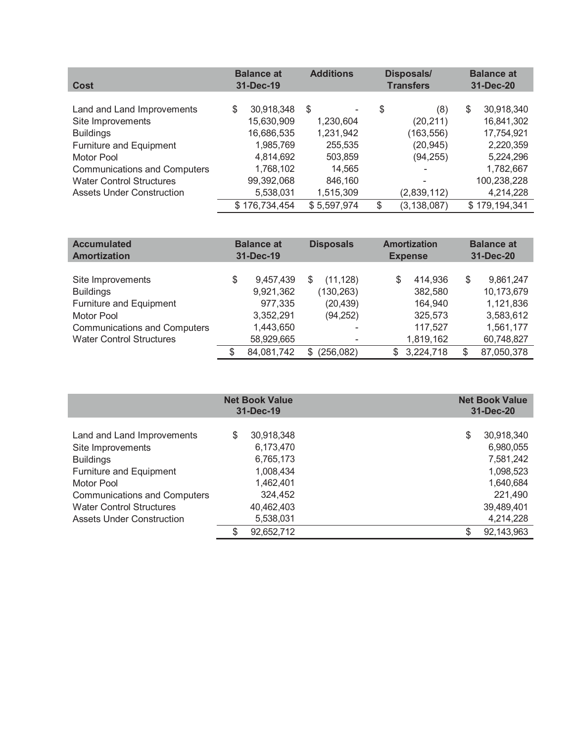| Cost | Balance at 31-Dec-19 | Additions | Disposals/ Transfers | Balance at 31-Dec-20 |
|---|---|---|---|---|
| Land and Land Improvements | $ 30,918,348 | $ - | $ (8) | $ 30,918,340 |
| Site Improvements | 15,630,909 | 1,230,604 | (20,211) | 16,841,302 |
| Buildings | 16,686,535 | 1,231,942 | (163,556) | 17,754,921 |
| Furniture and Equipment | 1,985,769 | 255,535 | (20,945) | 2,220,359 |
| Motor Pool | 4,814,692 | 503,859 | (94,255) | 5,224,296 |
| Communications and Computers | 1,768,102 | 14,565 | - | 1,782,667 |
| Water Control Structures | 99,392,068 | 846,160 | - | 100,238,228 |
| Assets Under Construction | 5,538,031 | 1,515,309 | (2,839,112) | 4,214,228 |
| | $ 176,734,454 | $ 5,597,974 | $ (3,138,087) | $ 179,194,341 |

| Accumulated Amortization | Balance at 31-Dec-19 | Disposals | Amortization Expense | Balance at 31-Dec-20 |
|---|---|---|---|---|
| Site Improvements | $ 9,457,439 | $ (11,128) | $ 414,936 | $ 9,861,247 |
| Buildings | 9,921,362 | (130,263) | 382,580 | 10,173,679 |
| Furniture and Equipment | 977,335 | (20,439) | 164,940 | 1,121,836 |
| Motor Pool | 3,352,291 | (94,252) | 325,573 | 3,583,612 |
| Communications and Computers | 1,443,650 | - | 117,527 | 1,561,177 |
| Water Control Structures | 58,929,665 | - | 1,819,162 | 60,748,827 |
| | $ 84,081,742 | $ (256,082) | $ 3,224,718 | $ 87,050,378 |

| | Net Book Value 31-Dec-19 | Net Book Value 31-Dec-20 |
|---|---|---|
| Land and Land Improvements | $ 30,918,348 | $ 30,918,340 |
| Site Improvements | 6,173,470 | 6,980,055 |
| Buildings | 6,765,173 | 7,581,242 |
| Furniture and Equipment | 1,008,434 | 1,098,523 |
| Motor Pool | 1,462,401 | 1,640,684 |
| Communications and Computers | 324,452 | 221,490 |
| Water Control Structures | 40,462,403 | 39,489,401 |
| Assets Under Construction | 5,538,031 | 4,214,228 |
| | $ 92,652,712 | $ 92,143,963 |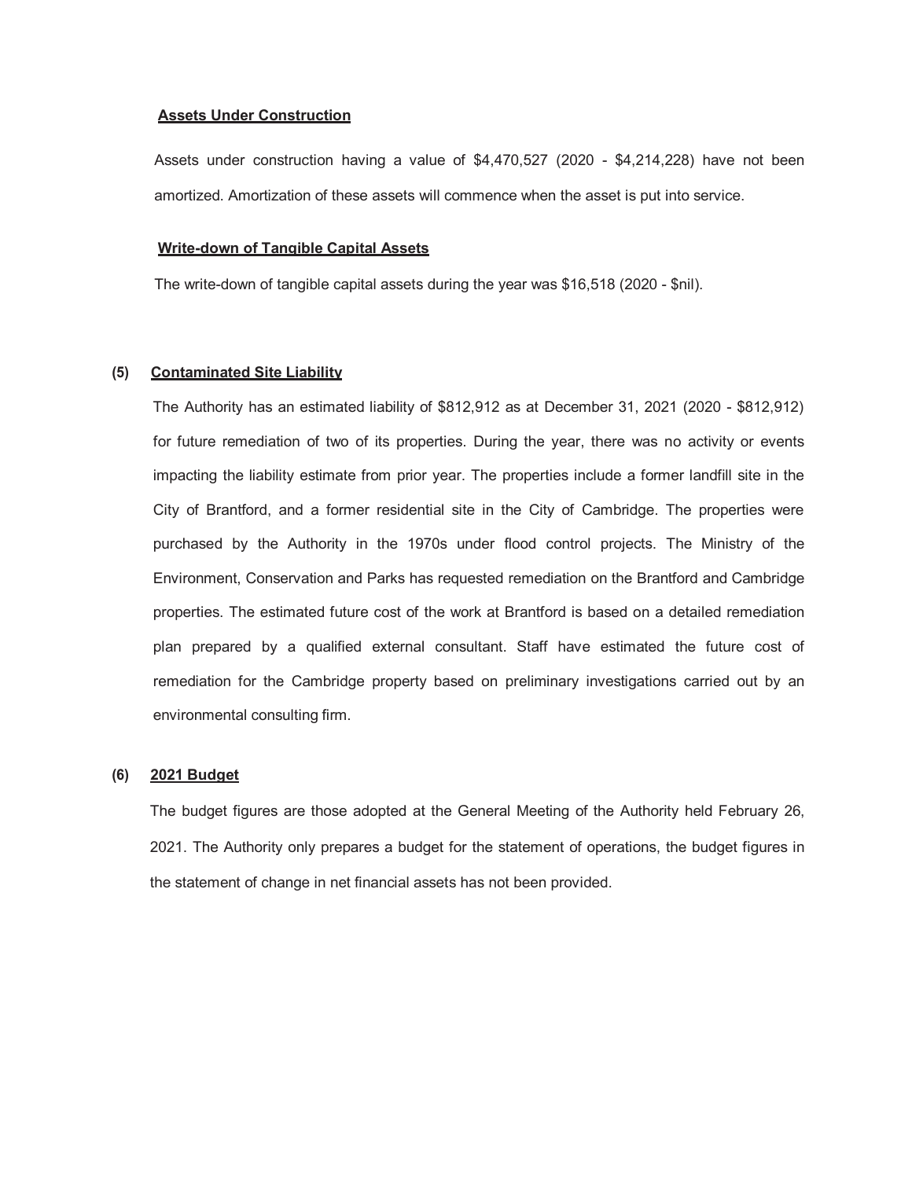**Assets Under Construction**

Assets under construction having a value of $4,470,527 (2020 - $4,214,228) have not been amortized. Amortization of these assets will commence when the asset is put into service.

**Write-down of Tangible Capital Assets**

The write-down of tangible capital assets during the year was $16,518 (2020 - $nil).

### (5) Contaminated Site Liability

The Authority has an estimated liability of $812,912 as at December 31, 2021 (2020 - $812,912) for future remediation of two of its properties. During the year, there was no activity or events impacting the liability estimate from prior year. The properties include a former landfill site in the City of Brantford, and a former residential site in the City of Cambridge. The properties were purchased by the Authority in the 1970s under flood control projects. The Ministry of the Environment, Conservation and Parks has requested remediation on the Brantford and Cambridge properties. The estimated future cost of the work at Brantford is based on a detailed remediation plan prepared by a qualified external consultant. Staff have estimated the future cost of remediation for the Cambridge property based on preliminary investigations carried out by an environmental consulting firm.

### (6) 2021 Budget

The budget figures are those adopted at the General Meeting of the Authority held February 26, 2021. The Authority only prepares a budget for the statement of operations, the budget figures in the statement of change in net financial assets has not been provided.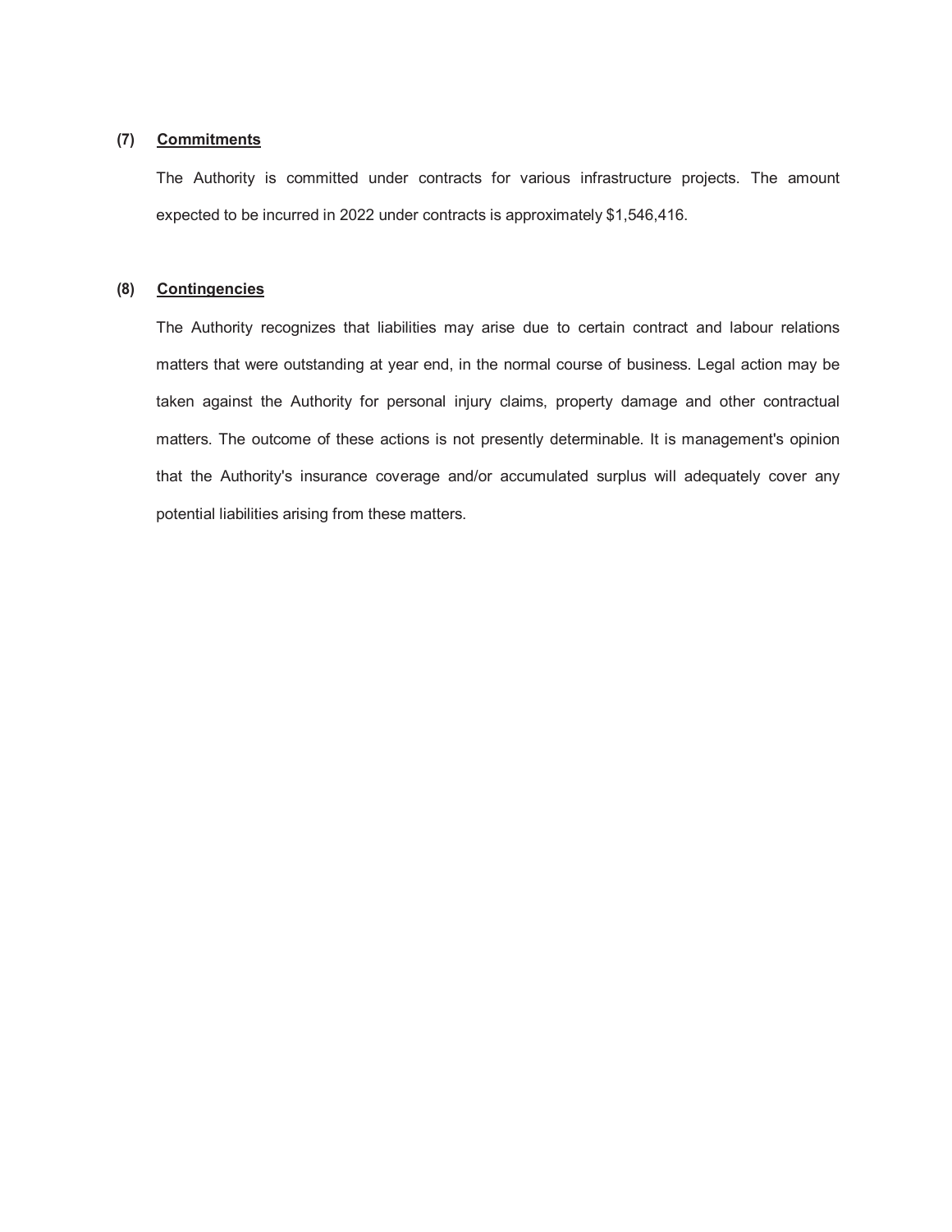**(7) Commitments**

The Authority is committed under contracts for various infrastructure projects. The amount expected to be incurred in 2022 under contracts is approximately $1,546,416.

**(8) Contingencies**

The Authority recognizes that liabilities may arise due to certain contract and labour relations matters that were outstanding at year end, in the normal course of business. Legal action may be taken against the Authority for personal injury claims, property damage and other contractual matters. The outcome of these actions is not presently determinable. It is management's opinion that the Authority's insurance coverage and/or accumulated surplus will adequately cover any potential liabilities arising from these matters.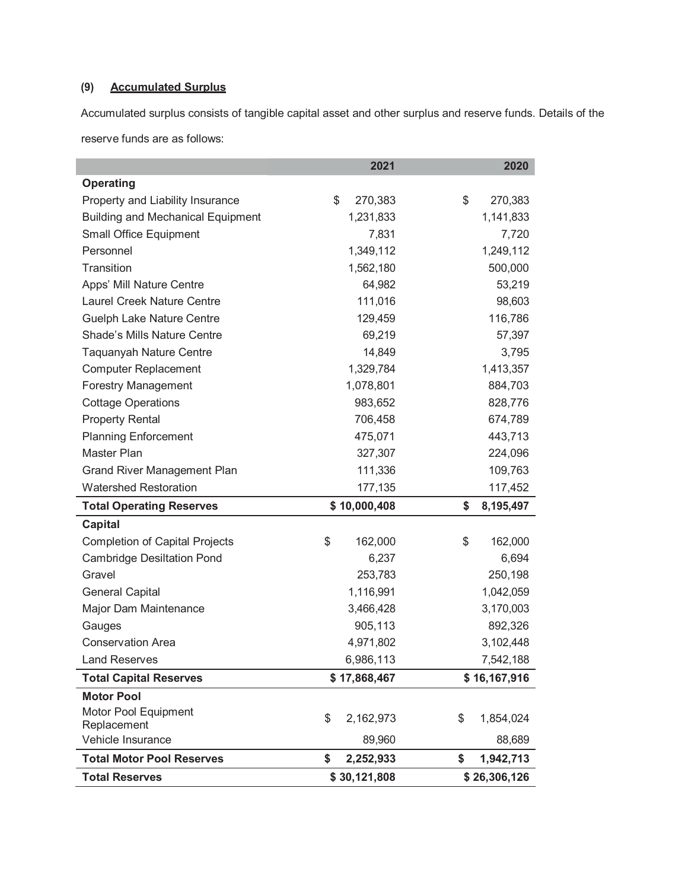### (9) **Accumulated Surplus**

Accumulated surplus consists of tangible capital asset and other surplus and reserve funds. Details of the reserve funds are as follows:

| | 2021 | 2020 |
|---|---|---|
| **Operating** | | |
| Property and Liability Insurance | $ 270,383 | $ 270,383 |
| Building and Mechanical Equipment | 1,231,833 | 1,141,833 |
| Small Office Equipment | 7,831 | 7,720 |
| Personnel | 1,349,112 | 1,249,112 |
| Transition | 1,562,180 | 500,000 |
| Apps' Mill Nature Centre | 64,982 | 53,219 |
| Laurel Creek Nature Centre | 111,016 | 98,603 |
| Guelph Lake Nature Centre | 129,459 | 116,786 |
| Shade's Mills Nature Centre | 69,219 | 57,397 |
| Taquanyah Nature Centre | 14,849 | 3,795 |
| Computer Replacement | 1,329,784 | 1,413,357 |
| Forestry Management | 1,078,801 | 884,703 |
| Cottage Operations | 983,652 | 828,776 |
| Property Rental | 706,458 | 674,789 |
| Planning Enforcement | 475,071 | 443,713 |
| Master Plan | 327,307 | 224,096 |
| Grand River Management Plan | 111,336 | 109,763 |
| Watershed Restoration | 177,135 | 117,452 |
| **Total Operating Reserves** | **$ 10,000,408** | **$ 8,195,497** |
| **Capital** | | |
| Completion of Capital Projects | $ 162,000 | $ 162,000 |
| Cambridge Desiltation Pond | 6,237 | 6,694 |
| Gravel | 253,783 | 250,198 |
| General Capital | 1,116,991 | 1,042,059 |
| Major Dam Maintenance | 3,466,428 | 3,170,003 |
| Gauges | 905,113 | 892,326 |
| Conservation Area | 4,971,802 | 3,102,448 |
| Land Reserves | 6,986,113 | 7,542,188 |
| **Total Capital Reserves** | **$ 17,868,467** | **$ 16,167,916** |
| **Motor Pool** | | |
| Motor Pool Equipment Replacement | $ 2,162,973 | $ 1,854,024 |
| Vehicle Insurance | 89,960 | 88,689 |
| **Total Motor Pool Reserves** | **$ 2,252,933** | **$ 1,942,713** |
| **Total Reserves** | **$ 30,121,808** | **$ 26,306,126** |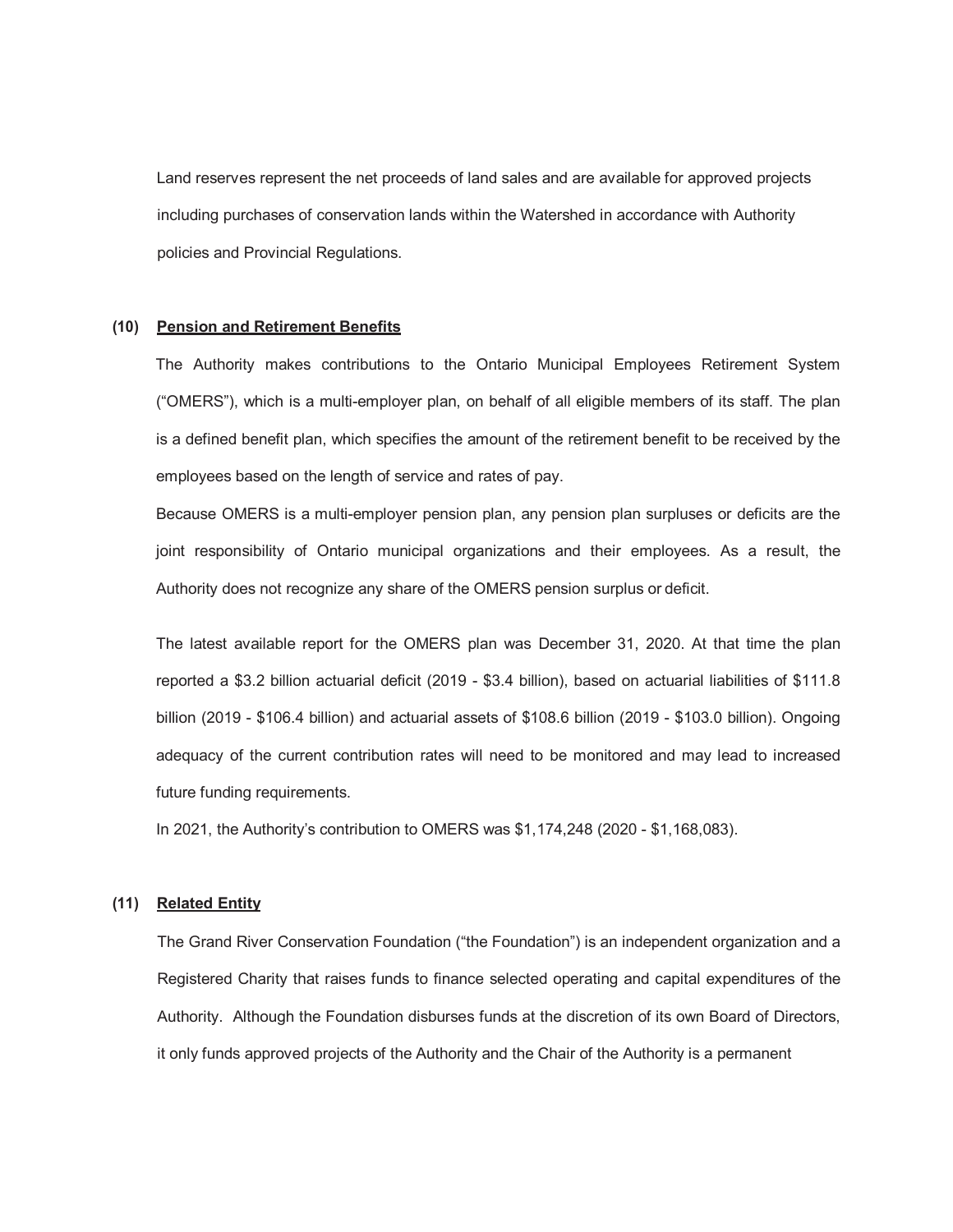Land reserves represent the net proceeds of land sales and are available for approved projects including purchases of conservation lands within the Watershed in accordance with Authority policies and Provincial Regulations.

**(10) Pension and Retirement Benefits**

The Authority makes contributions to the Ontario Municipal Employees Retirement System ("OMERS"), which is a multi-employer plan, on behalf of all eligible members of its staff. The plan is a defined benefit plan, which specifies the amount of the retirement benefit to be received by the employees based on the length of service and rates of pay.

Because OMERS is a multi-employer pension plan, any pension plan surpluses or deficits are the joint responsibility of Ontario municipal organizations and their employees. As a result, the Authority does not recognize any share of the OMERS pension surplus or deficit.

The latest available report for the OMERS plan was December 31, 2020. At that time the plan reported a $3.2 billion actuarial deficit (2019 - $3.4 billion), based on actuarial liabilities of $111.8 billion (2019 - $106.4 billion) and actuarial assets of $108.6 billion (2019 - $103.0 billion). Ongoing adequacy of the current contribution rates will need to be monitored and may lead to increased future funding requirements.

In 2021, the Authority's contribution to OMERS was $1,174,248 (2020 - $1,168,083).

**(11) Related Entity**

The Grand River Conservation Foundation ("the Foundation") is an independent organization and a Registered Charity that raises funds to finance selected operating and capital expenditures of the Authority. Although the Foundation disburses funds at the discretion of its own Board of Directors, it only funds approved projects of the Authority and the Chair of the Authority is a permanent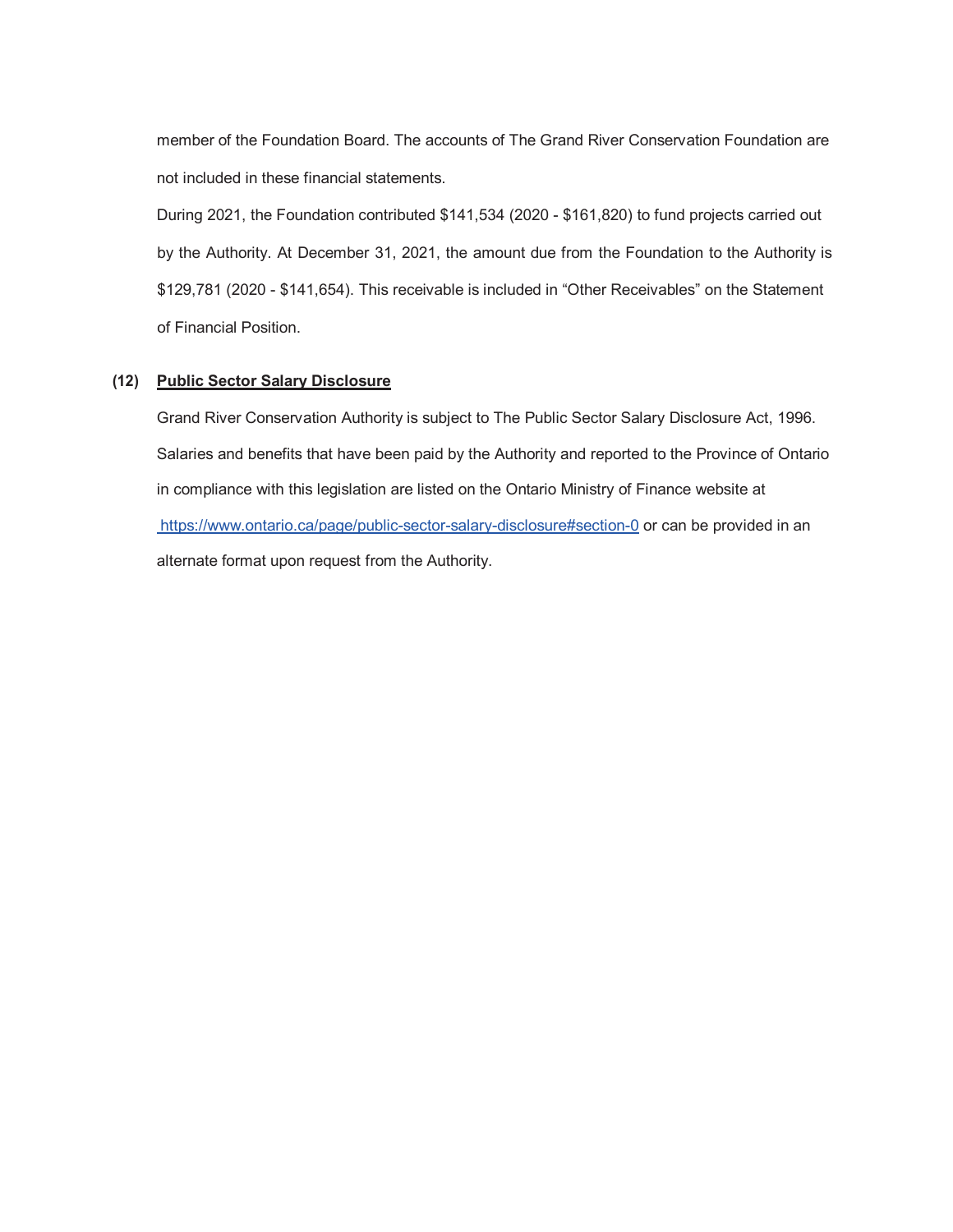member of the Foundation Board. The accounts of The Grand River Conservation Foundation are not included in these financial statements.

During 2021, the Foundation contributed $141,534 (2020 - $161,820) to fund projects carried out by the Authority. At December 31, 2021, the amount due from the Foundation to the Authority is $129,781 (2020 - $141,654). This receivable is included in “Other Receivables” on the Statement of Financial Position.

**(12) Public Sector Salary Disclosure**

Grand River Conservation Authority is subject to The Public Sector Salary Disclosure Act, 1996. Salaries and benefits that have been paid by the Authority and reported to the Province of Ontario in compliance with this legislation are listed on the Ontario Ministry of Finance website at https://www.ontario.ca/page/public-sector-salary-disclosure#section-0 or can be provided in an alternate format upon request from the Authority.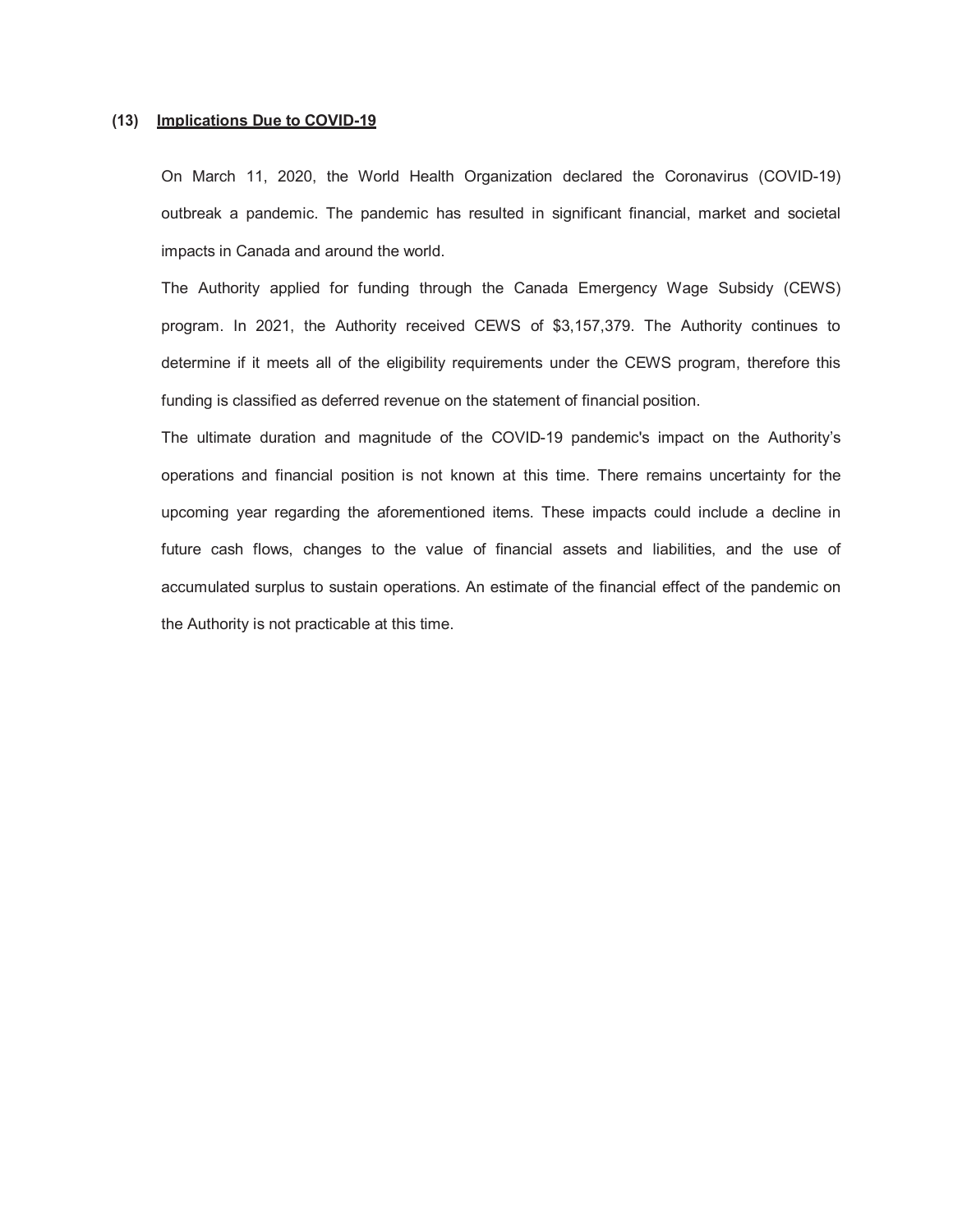## (13) Implications Due to COVID-19

On March 11, 2020, the World Health Organization declared the Coronavirus (COVID-19) outbreak a pandemic. The pandemic has resulted in significant financial, market and societal impacts in Canada and around the world.

The Authority applied for funding through the Canada Emergency Wage Subsidy (CEWS) program. In 2021, the Authority received CEWS of $3,157,379. The Authority continues to determine if it meets all of the eligibility requirements under the CEWS program, therefore this funding is classified as deferred revenue on the statement of financial position.

The ultimate duration and magnitude of the COVID-19 pandemic's impact on the Authority's operations and financial position is not known at this time. There remains uncertainty for the upcoming year regarding the aforementioned items. These impacts could include a decline in future cash flows, changes to the value of financial assets and liabilities, and the use of accumulated surplus to sustain operations. An estimate of the financial effect of the pandemic on the Authority is not practicable at this time.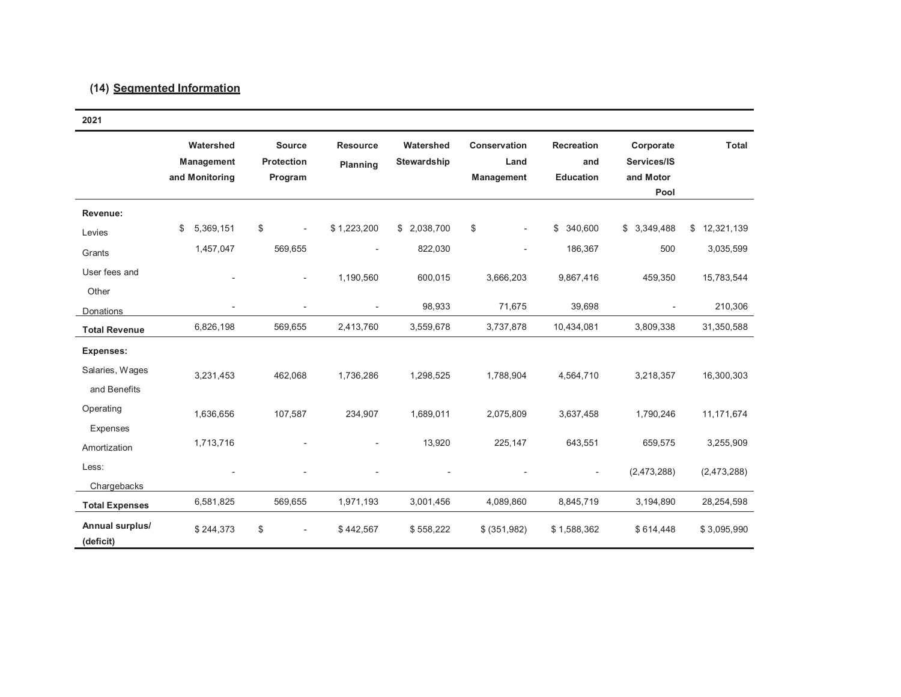## (14) Segmented Information

| 2021 | Watershed Management and Monitoring | Source Protection Program | Resource Planning | Watershed Stewardship | Conservation Land Management | Recreation and Education | Corporate Services/IS and Motor Pool | Total |
|---|---|---|---|---|---|---|---|---|
| **Revenue:** | | | | | | | | |
| Levies | $ 5,369,151 | $ - | $ 1,223,200 | $ 2,038,700 | $ - | $ 340,600 | $ 3,349,488 | $ 12,321,139 |
| Grants | 1,457,047 | 569,655 | - | 822,030 | - | 186,367 | 500 | 3,035,599 |
| User fees and Other | - | - | 1,190,560 | 600,015 | 3,666,203 | 9,867,416 | 459,350 | 15,783,544 |
| Donations | - | - | - | 98,933 | 71,675 | 39,698 | - | 210,306 |
| **Total Revenue** | 6,826,198 | 569,655 | 2,413,760 | 3,559,678 | 3,737,878 | 10,434,081 | 3,809,338 | 31,350,588 |
| **Expenses:** | | | | | | | | |
| Salaries, Wages and Benefits | 3,231,453 | 462,068 | 1,736,286 | 1,298,525 | 1,788,904 | 4,564,710 | 3,218,357 | 16,300,303 |
| Operating Expenses | 1,636,656 | 107,587 | 234,907 | 1,689,011 | 2,075,809 | 3,637,458 | 1,790,246 | 11,171,674 |
| Amortization | 1,713,716 | - | - | 13,920 | 225,147 | 643,551 | 659,575 | 3,255,909 |
| Less: Chargebacks | - | - | - | - | - | - | (2,473,288) | (2,473,288) |
| **Total Expenses** | 6,581,825 | 569,655 | 1,971,193 | 3,001,456 | 4,089,860 | 8,845,719 | 3,194,890 | 28,254,598 |
| **Annual surplus/ (deficit)** | $ 244,373 | $ - | $ 442,567 | $ 558,222 | $ (351,982) | $ 1,588,362 | $ 614,448 | $ 3,095,990 |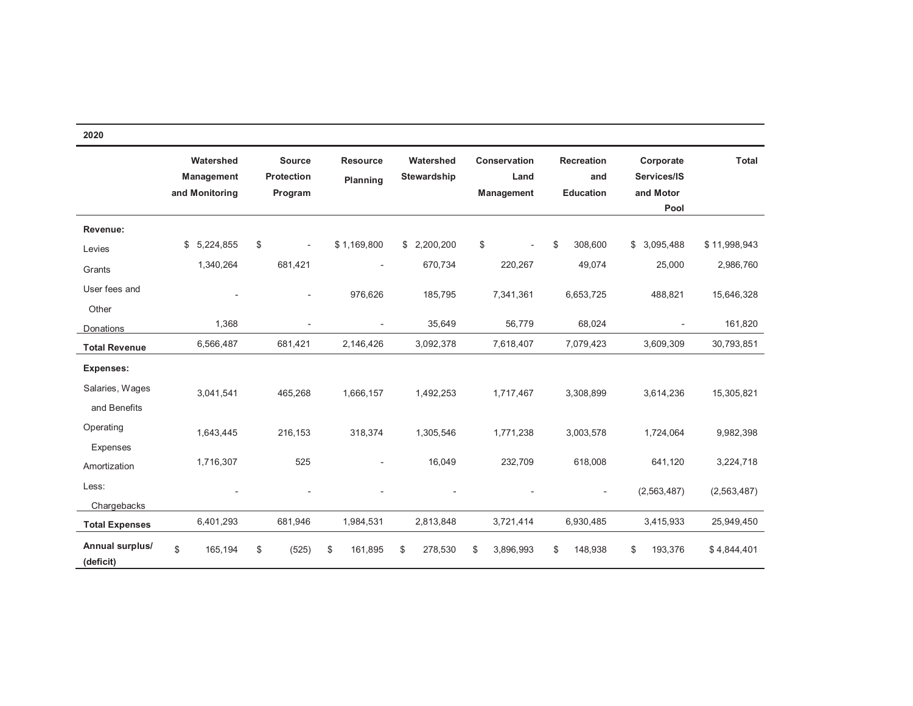| 2020 | Watershed Management and Monitoring | Source Protection Program | Resource Planning | Watershed Stewardship | Conservation Land Management | Recreation and Education | Corporate Services/IS and Motor Pool | Total |
|---|---|---|---|---|---|---|---|---|
| **Revenue:** | | | | | | | | |
| Levies | $ 5,224,855 | $ - | $ 1,169,800 | $ 2,200,200 | $ - | $ 308,600 | $ 3,095,488 | $ 11,998,943 |
| Grants | 1,340,264 | 681,421 | - | 670,734 | 220,267 | 49,074 | 25,000 | 2,986,760 |
| User fees and Other | - | - | 976,626 | 185,795 | 7,341,361 | 6,653,725 | 488,821 | 15,646,328 |
| Donations | 1,368 | - | - | 35,649 | 56,779 | 68,024 | - | 161,820 |
| **Total Revenue** | 6,566,487 | 681,421 | 2,146,426 | 3,092,378 | 7,618,407 | 7,079,423 | 3,609,309 | 30,793,851 |
| **Expenses:** | | | | | | | | |
| Salaries, Wages and Benefits | 3,041,541 | 465,268 | 1,666,157 | 1,492,253 | 1,717,467 | 3,308,899 | 3,614,236 | 15,305,821 |
| Operating Expenses | 1,643,445 | 216,153 | 318,374 | 1,305,546 | 1,771,238 | 3,003,578 | 1,724,064 | 9,982,398 |
| Amortization | 1,716,307 | 525 | - | 16,049 | 232,709 | 618,008 | 641,120 | 3,224,718 |
| Less: Chargebacks | - | - | - | - | - | - | (2,563,487) | (2,563,487) |
| **Total Expenses** | 6,401,293 | 681,946 | 1,984,531 | 2,813,848 | 3,721,414 | 6,930,485 | 3,415,933 | 25,949,450 |
| **Annual surplus/ (deficit)** | $ 165,194 | $ (525) | $ 161,895 | $ 278,530 | $ 3,896,993 | $ 148,938 | $ 193,376 | $ 4,844,401 |